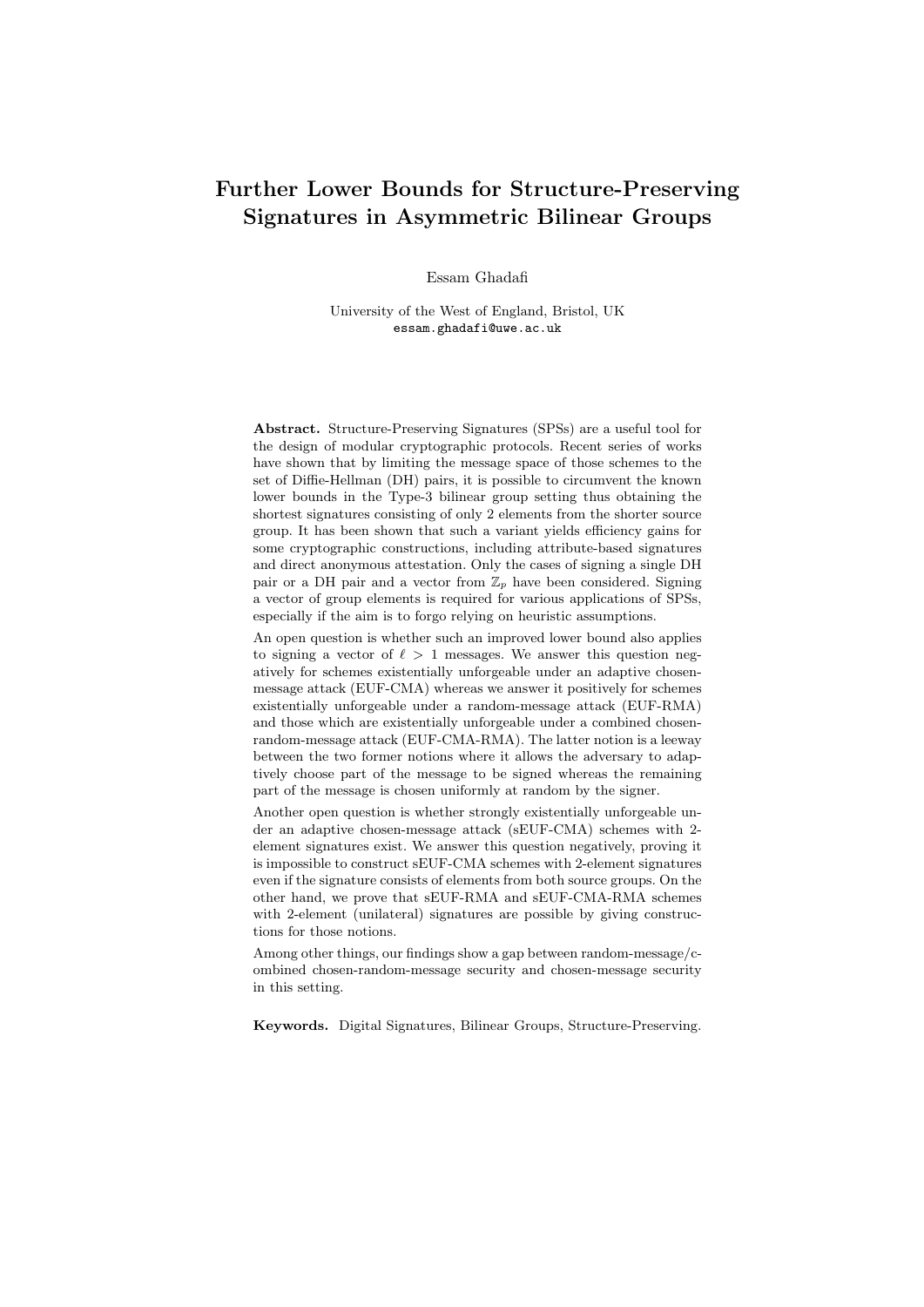# Further Lower Bounds for Structure-Preserving Signatures in Asymmetric Bilinear Groups

Essam Ghadafi

University of the West of England, Bristol, UK
essam.ghadafi@uwe.ac.uk

**Abstract.** Structure-Preserving Signatures (SPSs) are a useful tool for the design of modular cryptographic protocols. Recent series of works have shown that by limiting the message space of those schemes to the set of Diffie-Hellman (DH) pairs, it is possible to circumvent the known lower bounds in the Type-3 bilinear group setting thus obtaining the shortest signatures consisting of only 2 elements from the shorter source group. It has been shown that such a variant yields efficiency gains for some cryptographic constructions, including attribute-based signatures and direct anonymous attestation. Only the cases of signing a single DH pair or a DH pair and a vector from $\mathbb{Z}_p$ have been considered. Signing a vector of group elements is required for various applications of SPSs, especially if the aim is to forgo relying on heuristic assumptions.

An open question is whether such an improved lower bound also applies to signing a vector of $\ell > 1$ messages. We answer this question negatively for schemes existentially unforgeable under an adaptive chosen-message attack (EUF-CMA) whereas we answer it positively for schemes existentially unforgeable under a random-message attack (EUF-RMA) and those which are existentially unforgeable under a combined chosen-random-message attack (EUF-CMA-RMA). The latter notion is a leeway between the two former notions where it allows the adversary to adaptively choose part of the message to be signed whereas the remaining part of the message is chosen uniformly at random by the signer.

Another open question is whether strongly existentially unforgeable under an adaptive chosen-message attack (sEUF-CMA) schemes with 2-element signatures exist. We answer this question negatively, proving it is impossible to construct sEUF-CMA schemes with 2-element signatures even if the signature consists of elements from both source groups. On the other hand, we prove that sEUF-RMA and sEUF-CMA-RMA schemes with 2-element (unilateral) signatures are possible by giving constructions for those notions.

Among other things, our findings show a gap between random-message/combined chosen-random-message security and chosen-message security in this setting.

**Keywords.** Digital Signatures, Bilinear Groups, Structure-Preserving.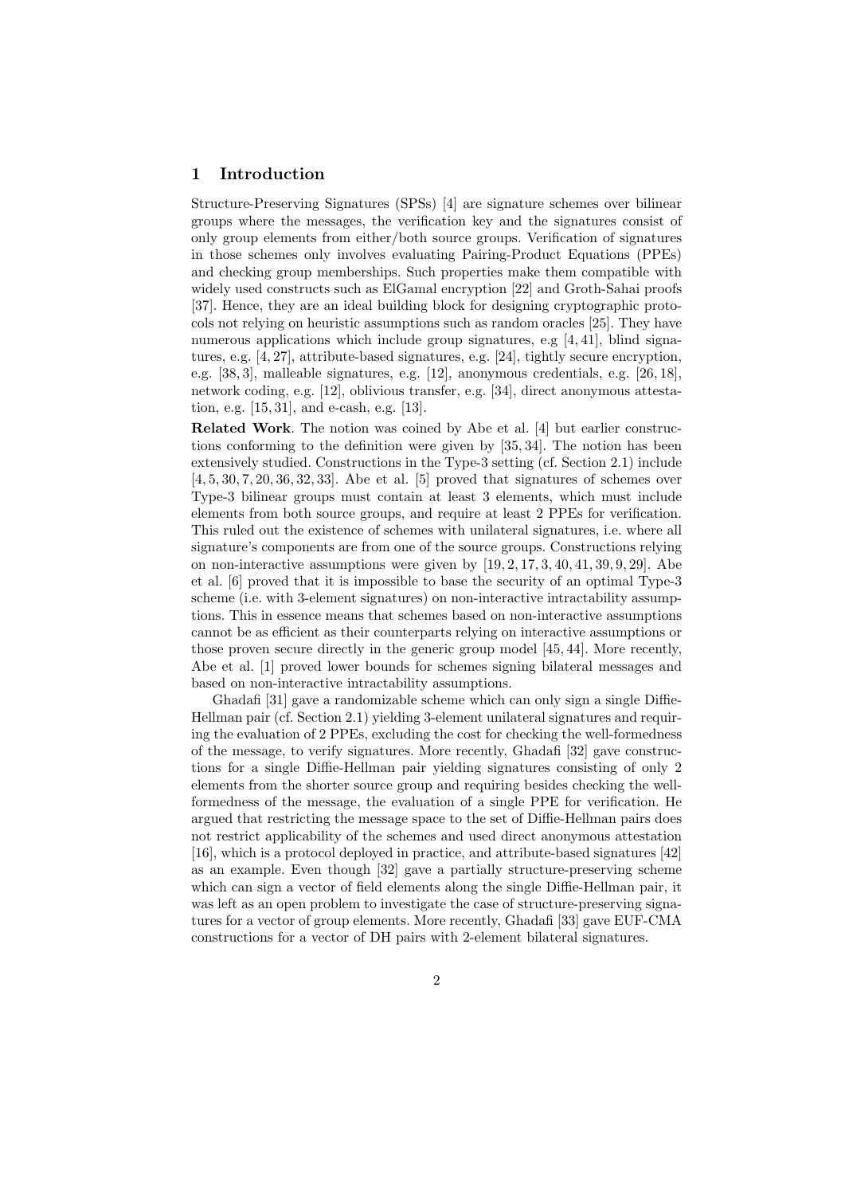## 1 Introduction

Structure-Preserving Signatures (SPSs) [4] are signature schemes over bilinear groups where the messages, the verification key and the signatures consist of only group elements from either/both source groups. Verification of signatures in those schemes only involves evaluating Pairing-Product Equations (PPEs) and checking group memberships. Such properties make them compatible with widely used constructs such as ElGamal encryption [22] and Groth-Sahai proofs [37]. Hence, they are an ideal building block for designing cryptographic protocols not relying on heuristic assumptions such as random oracles [25]. They have numerous applications which include group signatures, e.g [4, 41], blind signatures, e.g. [4, 27], attribute-based signatures, e.g. [24], tightly secure encryption, e.g. [38, 3], malleable signatures, e.g. [12], anonymous credentials, e.g. [26, 18], network coding, e.g. [12], oblivious transfer, e.g. [34], direct anonymous attestation, e.g. [15, 31], and e-cash, e.g. [13].

**Related Work**. The notion was coined by Abe et al. [4] but earlier constructions conforming to the definition were given by [35, 34]. The notion has been extensively studied. Constructions in the Type-3 setting (cf. Section 2.1) include [4, 5, 30, 7, 20, 36, 32, 33]. Abe et al. [5] proved that signatures of schemes over Type-3 bilinear groups must contain at least 3 elements, which must include elements from both source groups, and require at least 2 PPEs for verification. This ruled out the existence of schemes with unilateral signatures, i.e. where all signature's components are from one of the source groups. Constructions relying on non-interactive assumptions were given by [19, 2, 17, 3, 40, 41, 39, 9, 29]. Abe et al. [6] proved that it is impossible to base the security of an optimal Type-3 scheme (i.e. with 3-element signatures) on non-interactive intractability assumptions. This in essence means that schemes based on non-interactive assumptions cannot be as efficient as their counterparts relying on interactive assumptions or those proven secure directly in the generic group model [45, 44]. More recently, Abe et al. [1] proved lower bounds for schemes signing bilateral messages and based on non-interactive intractability assumptions.

Ghadafi [31] gave a randomizable scheme which can only sign a single Diffie-Hellman pair (cf. Section 2.1) yielding 3-element unilateral signatures and requiring the evaluation of 2 PPEs, excluding the cost for checking the well-formedness of the message, to verify signatures. More recently, Ghadafi [32] gave constructions for a single Diffie-Hellman pair yielding signatures consisting of only 2 elements from the shorter source group and requiring besides checking the well-formedness of the message, the evaluation of a single PPE for verification. He argued that restricting the message space to the set of Diffie-Hellman pairs does not restrict applicability of the schemes and used direct anonymous attestation [16], which is a protocol deployed in practice, and attribute-based signatures [42] as an example. Even though [32] gave a partially structure-preserving scheme which can sign a vector of field elements along the single Diffie-Hellman pair, it was left as an open problem to investigate the case of structure-preserving signatures for a vector of group elements. More recently, Ghadafi [33] gave EUF-CMA constructions for a vector of DH pairs with 2-element bilateral signatures.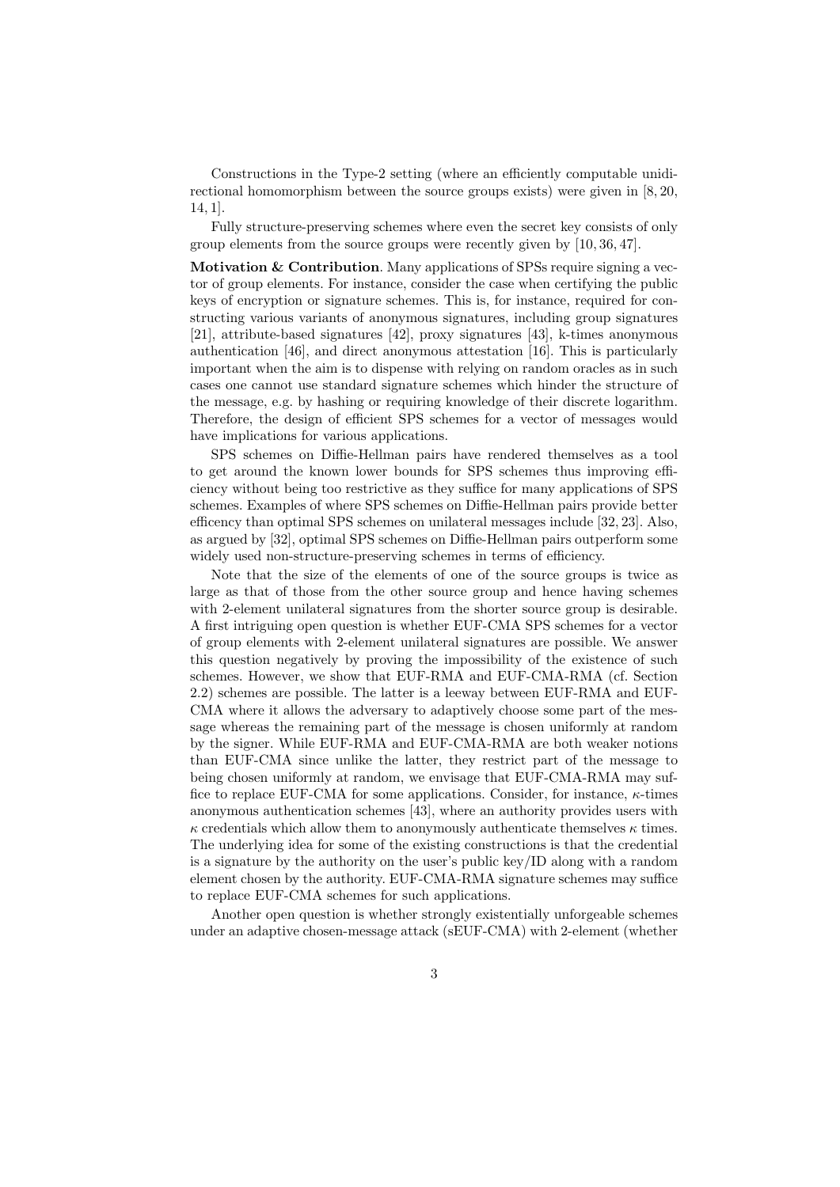Constructions in the Type-2 setting (where an efficiently computable unidirectional homomorphism between the source groups exists) were given in [8, 20, 14, 1].

Fully structure-preserving schemes where even the secret key consists of only group elements from the source groups were recently given by [10, 36, 47].

**Motivation & Contribution**. Many applications of SPSs require signing a vector of group elements. For instance, consider the case when certifying the public keys of encryption or signature schemes. This is, for instance, required for constructing various variants of anonymous signatures, including group signatures [21], attribute-based signatures [42], proxy signatures [43], k-times anonymous authentication [46], and direct anonymous attestation [16]. This is particularly important when the aim is to dispense with relying on random oracles as in such cases one cannot use standard signature schemes which hinder the structure of the message, e.g. by hashing or requiring knowledge of their discrete logarithm. Therefore, the design of efficient SPS schemes for a vector of messages would have implications for various applications.

SPS schemes on Diffie-Hellman pairs have rendered themselves as a tool to get around the known lower bounds for SPS schemes thus improving efficiency without being too restrictive as they suffice for many applications of SPS schemes. Examples of where SPS schemes on Diffie-Hellman pairs provide better efficency than optimal SPS schemes on unilateral messages include [32, 23]. Also, as argued by [32], optimal SPS schemes on Diffie-Hellman pairs outperform some widely used non-structure-preserving schemes in terms of efficiency.

Note that the size of the elements of one of the source groups is twice as large as that of those from the other source group and hence having schemes with 2-element unilateral signatures from the shorter source group is desirable. A first intriguing open question is whether EUF-CMA SPS schemes for a vector of group elements with 2-element unilateral signatures are possible. We answer this question negatively by proving the impossibility of the existence of such schemes. However, we show that EUF-RMA and EUF-CMA-RMA (cf. Section 2.2) schemes are possible. The latter is a leeway between EUF-RMA and EUF-CMA where it allows the adversary to adaptively choose some part of the message whereas the remaining part of the message is chosen uniformly at random by the signer. While EUF-RMA and EUF-CMA-RMA are both weaker notions than EUF-CMA since unlike the latter, they restrict part of the message to being chosen uniformly at random, we envisage that EUF-CMA-RMA may suffice to replace EUF-CMA for some applications. Consider, for instance, $\kappa$-times anonymous authentication schemes [43], where an authority provides users with $\kappa$ credentials which allow them to anonymously authenticate themselves $\kappa$ times. The underlying idea for some of the existing constructions is that the credential is a signature by the authority on the user's public key/ID along with a random element chosen by the authority. EUF-CMA-RMA signature schemes may suffice to replace EUF-CMA schemes for such applications.

Another open question is whether strongly existentially unforgeable schemes under an adaptive chosen-message attack (sEUF-CMA) with 2-element (whether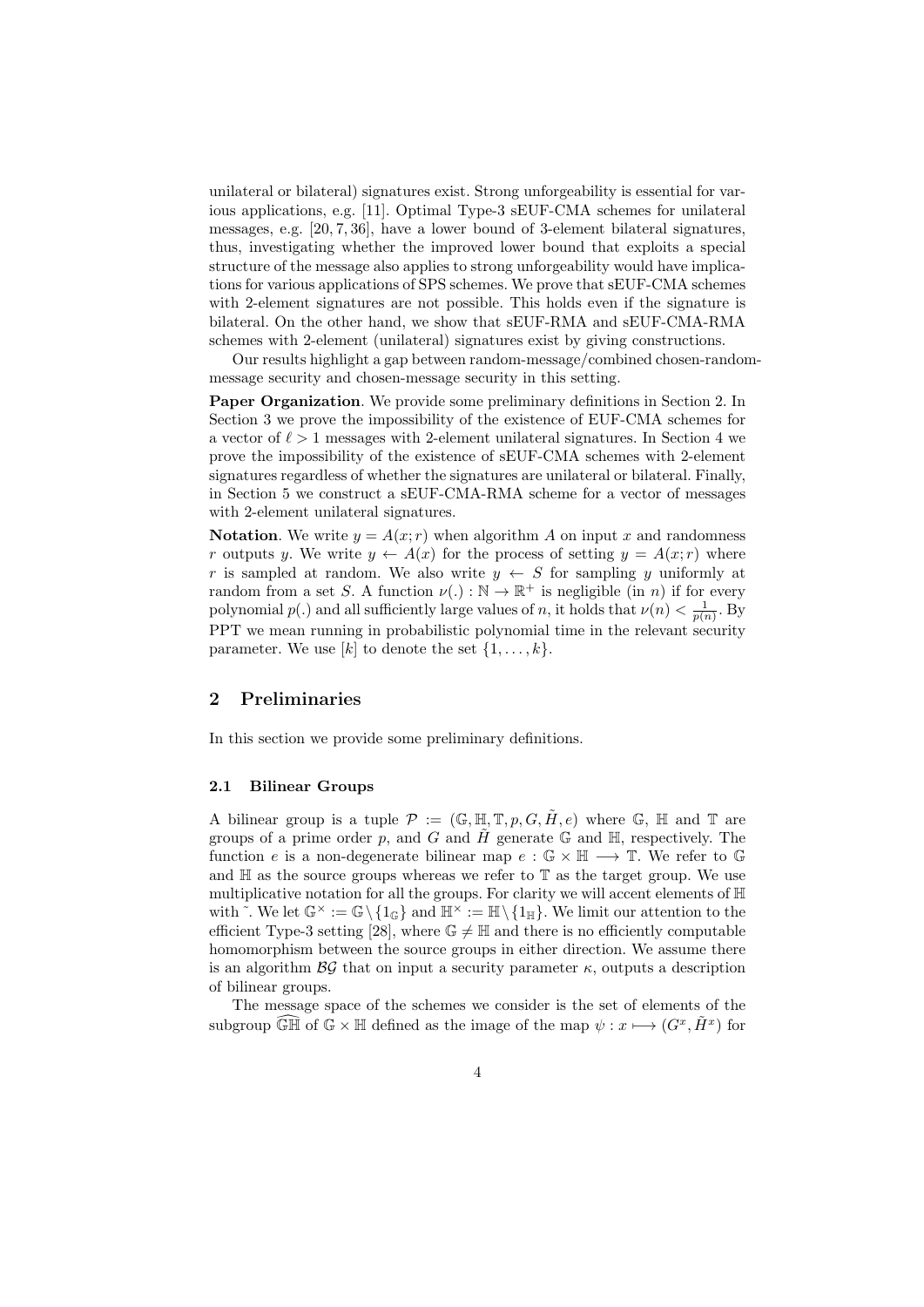unilateral or bilateral) signatures exist. Strong unforgeability is essential for various applications, e.g. [11]. Optimal Type-3 sEUF-CMA schemes for unilateral messages, e.g. [20, 7, 36], have a lower bound of 3-element bilateral signatures, thus, investigating whether the improved lower bound that exploits a special structure of the message also applies to strong unforgeability would have implications for various applications of SPS schemes. We prove that sEUF-CMA schemes with 2-element signatures are not possible. This holds even if the signature is bilateral. On the other hand, we show that sEUF-RMA and sEUF-CMA-RMA schemes with 2-element (unilateral) signatures exist by giving constructions.

Our results highlight a gap between random-message/combined chosen-random-message security and chosen-message security in this setting.

**Paper Organization**. We provide some preliminary definitions in Section 2. In Section 3 we prove the impossibility of the existence of EUF-CMA schemes for a vector of $\ell > 1$ messages with 2-element unilateral signatures. In Section 4 we prove the impossibility of the existence of sEUF-CMA schemes with 2-element signatures regardless of whether the signatures are unilateral or bilateral. Finally, in Section 5 we construct a sEUF-CMA-RMA scheme for a vector of messages with 2-element unilateral signatures.

**Notation**. We write $y = A(x; r)$ when algorithm $A$ on input $x$ and randomness $r$ outputs $y$. We write $y \leftarrow A(x)$ for the process of setting $y = A(x; r)$ where $r$ is sampled at random. We also write $y \leftarrow S$ for sampling $y$ uniformly at random from a set $S$. A function $\nu(.) : \mathbb{N} \to \mathbb{R}^+$ is negligible (in $n$) if for every polynomial $p(.)$ and all sufficiently large values of $n$, it holds that $\nu(n) < \frac{1}{p(n)}$. By PPT we mean running in probabilistic polynomial time in the relevant security parameter. We use $[k]$ to denote the set $\{1, \ldots, k\}$.

## 2 Preliminaries

In this section we provide some preliminary definitions.

### 2.1 Bilinear Groups

A bilinear group is a tuple $\mathcal{P} := (\mathbb{G}, \mathbb{H}, \mathbb{T}, p, G, \tilde{H}, e)$ where $\mathbb{G}$, $\mathbb{H}$ and $\mathbb{T}$ are groups of a prime order $p$, and $G$ and $\tilde{H}$ generate $\mathbb{G}$ and $\mathbb{H}$, respectively. The function $e$ is a non-degenerate bilinear map $e : \mathbb{G} \times \mathbb{H} \longrightarrow \mathbb{T}$. We refer to $\mathbb{G}$ and $\mathbb{H}$ as the source groups whereas we refer to $\mathbb{T}$ as the target group. We use multiplicative notation for all the groups. For clarity we will accent elements of $\mathbb{H}$ with $\tilde{}$. We let $\mathbb{G}^\times := \mathbb{G} \setminus \{1_\mathbb{G}\}$ and $\mathbb{H}^\times := \mathbb{H} \setminus \{1_\mathbb{H}\}$. We limit our attention to the efficient Type-3 setting [28], where $\mathbb{G} \neq \mathbb{H}$ and there is no efficiently computable homomorphism between the source groups in either direction. We assume there is an algorithm $\mathcal{BG}$ that on input a security parameter $\kappa$, outputs a description of bilinear groups.

The message space of the schemes we consider is the set of elements of the subgroup $\widehat{\mathbb{G}\mathbb{H}}$ of $\mathbb{G} \times \mathbb{H}$ defined as the image of the map $\psi : x \longmapsto (G^x, \tilde{H}^x)$ for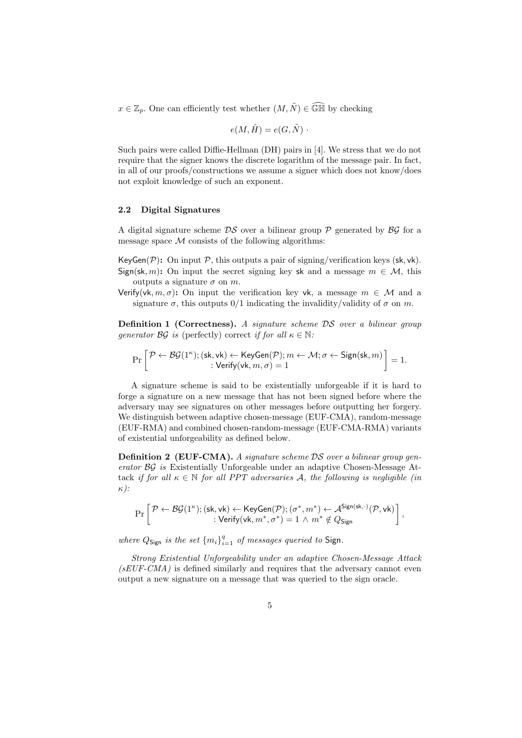$x \in \mathbb{Z}_p$. One can efficiently test whether $(M, \tilde{N}) \in \widehat{\mathbb{GH}}$ by checking

$$e(M, \tilde{H}) = e(G, \tilde{N}) \cdot$$

Such pairs were called Diffie-Hellman (DH) pairs in [4]. We stress that we do not require that the signer knows the discrete logarithm of the message pair. In fact, in all of our proofs/constructions we assume a signer which does not know/does not exploit knowledge of such an exponent.

### 2.2 Digital Signatures

A digital signature scheme $\mathcal{DS}$ over a bilinear group $\mathcal{P}$ generated by $\mathcal{BG}$ for a message space $\mathcal{M}$ consists of the following algorithms:

$\mathsf{KeyGen}(\mathcal{P})$**:** On input $\mathcal{P}$, this outputs a pair of signing/verification keys $(\mathsf{sk}, \mathsf{vk})$.

$\mathsf{Sign}(\mathsf{sk}, m)$**:** On input the secret signing key $\mathsf{sk}$ and a message $m \in \mathcal{M}$, this outputs a signature $\sigma$ on $m$.

$\mathsf{Verify}(\mathsf{vk}, m, \sigma)$**:** On input the verification key $\mathsf{vk}$, a message $m \in \mathcal{M}$ and a signature $\sigma$, this outputs $0/1$ indicating the invalidity/validity of $\sigma$ on $m$.

**Definition 1 (Correctness).** *A signature scheme $\mathcal{DS}$ over a bilinear group generator $\mathcal{BG}$ is* (perfectly) correct *if for all $\kappa \in \mathbb{N}$:*

$$\Pr\left[\begin{array}{c}\mathcal{P} \leftarrow \mathcal{BG}(1^\kappa); (\mathsf{sk}, \mathsf{vk}) \leftarrow \mathsf{KeyGen}(\mathcal{P}); m \leftarrow \mathcal{M}; \sigma \leftarrow \mathsf{Sign}(\mathsf{sk}, m) \\ : \mathsf{Verify}(\mathsf{vk}, m, \sigma) = 1\end{array}\right] = 1.$$

A signature scheme is said to be existentially unforgeable if it is hard to forge a signature on a new message that has not been signed before where the adversary may see signatures on other messages before outputting her forgery. We distinguish between adaptive chosen-message (EUF-CMA), random-message (EUF-RMA) and combined chosen-random-message (EUF-CMA-RMA) variants of existential unforgeability as defined below.

**Definition 2 (EUF-CMA).** *A signature scheme $\mathcal{DS}$ over a bilinear group generator $\mathcal{BG}$ is* Existentially Unforgeable under an adaptive Chosen-Message Attack *if for all $\kappa \in \mathbb{N}$ for all PPT adversaries $\mathcal{A}$, the following is negligible (in $\kappa$):*

$$\Pr\left[\begin{array}{c}\mathcal{P} \leftarrow \mathcal{BG}(1^\kappa); (\mathsf{sk}, \mathsf{vk}) \leftarrow \mathsf{KeyGen}(\mathcal{P}); (\sigma^*, m^*) \leftarrow \mathcal{A}^{\mathsf{Sign}(\mathsf{sk}, \cdot)}(\mathcal{P}, \mathsf{vk}) \\ : \mathsf{Verify}(\mathsf{vk}, m^*, \sigma^*) = 1 \wedge m^* \notin Q_{\mathsf{Sign}}\end{array}\right],$$

*where $Q_{\mathsf{Sign}}$ is the set $\{m_i\}_{i=1}^q$ of messages queried to $\mathsf{Sign}$.*

*Strong Existential Unforgeability under an adaptive Chosen-Message Attack (sEUF-CMA)* is defined similarly and requires that the adversary cannot even output a new signature on a message that was queried to the sign oracle.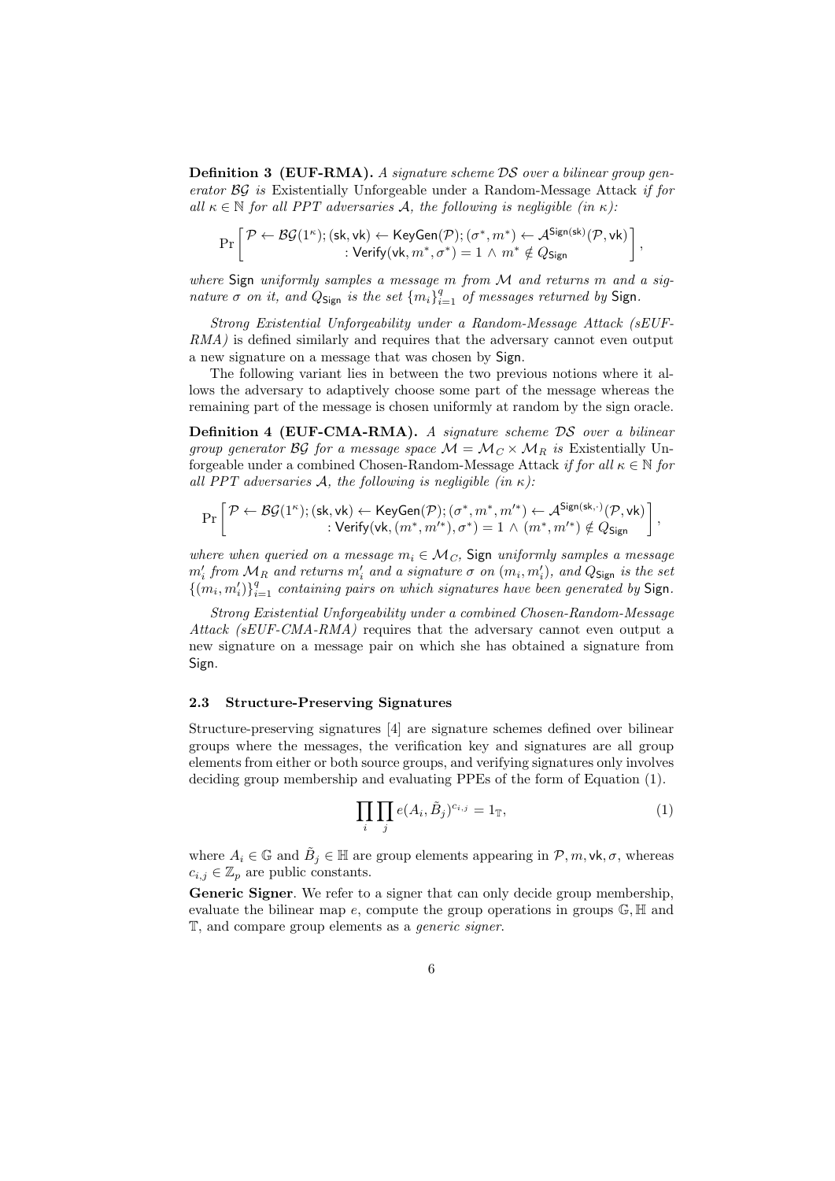**Definition 3 (EUF-RMA).** *A signature scheme $\mathcal{DS}$ over a bilinear group generator $\mathcal{BG}$ is* Existentially Unforgeable under a Random-Message Attack *if for all $\kappa \in \mathbb{N}$ for all PPT adversaries $\mathcal{A}$, the following is negligible (in $\kappa$):*

$$\Pr\left[\begin{array}{c}\mathcal{P} \leftarrow \mathcal{BG}(1^\kappa); (\mathsf{sk}, \mathsf{vk}) \leftarrow \mathsf{KeyGen}(\mathcal{P}); (\sigma^*, m^*) \leftarrow \mathcal{A}^{\mathsf{Sign}(\mathsf{sk})}(\mathcal{P}, \mathsf{vk}) \\ : \mathsf{Verify}(\mathsf{vk}, m^*, \sigma^*) = 1 \wedge m^* \notin Q_{\mathsf{Sign}}\end{array}\right],$$

*where* $\mathsf{Sign}$ *uniformly samples a message $m$ from $\mathcal{M}$ and returns $m$ and a signature $\sigma$ on it, and $Q_{\mathsf{Sign}}$ is the set $\{m_i\}_{i=1}^q$ of messages returned by* $\mathsf{Sign}$.

*Strong Existential Unforgeability under a Random-Message Attack (sEUF-RMA)* is defined similarly and requires that the adversary cannot even output a new signature on a message that was chosen by $\mathsf{Sign}$.

The following variant lies in between the two previous notions where it allows the adversary to adaptively choose some part of the message whereas the remaining part of the message is chosen uniformly at random by the sign oracle.

**Definition 4 (EUF-CMA-RMA).** *A signature scheme $\mathcal{DS}$ over a bilinear group generator $\mathcal{BG}$ for a message space $\mathcal{M} = \mathcal{M}_C \times \mathcal{M}_R$ is* Existentially Unforgeable under a combined Chosen-Random-Message Attack *if for all $\kappa \in \mathbb{N}$ for all PPT adversaries $\mathcal{A}$, the following is negligible (in $\kappa$):*

$$\Pr\left[\begin{array}{c}\mathcal{P} \leftarrow \mathcal{BG}(1^\kappa); (\mathsf{sk}, \mathsf{vk}) \leftarrow \mathsf{KeyGen}(\mathcal{P}); (\sigma^*, m^*, m'^*) \leftarrow \mathcal{A}^{\mathsf{Sign}(\mathsf{sk},\cdot)}(\mathcal{P}, \mathsf{vk}) \\ : \mathsf{Verify}(\mathsf{vk}, (m^*, m'^*), \sigma^*) = 1 \wedge (m^*, m'^*) \notin Q_{\mathsf{Sign}}\end{array}\right],$$

*where when queried on a message $m_i \in \mathcal{M}_C$,* $\mathsf{Sign}$ *uniformly samples a message $m'_i$ from $\mathcal{M}_R$ and returns $m'_i$ and a signature $\sigma$ on $(m_i, m'_i)$, and $Q_{\mathsf{Sign}}$ is the set $\{(m_i, m'_i)\}_{i=1}^q$ containing pairs on which signatures have been generated by* $\mathsf{Sign}$.

*Strong Existential Unforgeability under a combined Chosen-Random-Message Attack (sEUF-CMA-RMA)* requires that the adversary cannot even output a new signature on a message pair on which she has obtained a signature from $\mathsf{Sign}$.

### 2.3 Structure-Preserving Signatures

Structure-preserving signatures [4] are signature schemes defined over bilinear groups where the messages, the verification key and signatures are all group elements from either or both source groups, and verifying signatures only involves deciding group membership and evaluating PPEs of the form of Equation (1).

$$\prod_i \prod_j e(A_i, \tilde{B}_j)^{c_{i,j}} = 1_{\mathbb{T}}, \tag{1}$$

where $A_i \in \mathbb{G}$ and $\tilde{B}_j \in \mathbb{H}$ are group elements appearing in $\mathcal{P}, m, \mathsf{vk}, \sigma$, whereas $c_{i,j} \in \mathbb{Z}_p$ are public constants.

**Generic Signer**. We refer to a signer that can only decide group membership, evaluate the bilinear map $e$, compute the group operations in groups $\mathbb{G}, \mathbb{H}$ and $\mathbb{T}$, and compare group elements as a *generic signer*.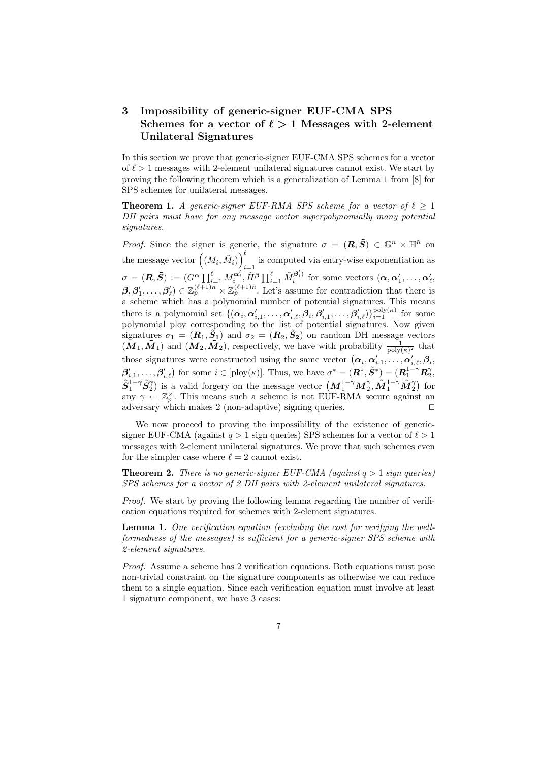## 3 Impossibility of generic-signer EUF-CMA SPS Schemes for a vector of $\ell > 1$ Messages with 2-element Unilateral Signatures

In this section we prove that generic-signer EUF-CMA SPS schemes for a vector of $\ell > 1$ messages with 2-element unilateral signatures cannot exist. We start by proving the following theorem which is a generalization of Lemma 1 from [8] for SPS schemes for unilateral messages.

**Theorem 1.** *A generic-signer EUF-RMA SPS scheme for a vector of $\ell \geq 1$ DH pairs must have for any message vector superpolynomially many potential signatures.*

*Proof.* Since the signer is generic, the signature $\sigma = (\boldsymbol{R}, \tilde{\boldsymbol{S}}) \in \mathbb{G}^n \times \mathbb{H}^{\tilde{n}}$ on the message vector $\left((M_i, \tilde{M}_i)\right)_{i=1}^{\ell}$ is computed via entry-wise exponentiation as $\sigma = (\boldsymbol{R}, \tilde{\boldsymbol{S}}) := (G^{\boldsymbol{\alpha}} \prod_{i=1}^{\ell} M_i^{\boldsymbol{\alpha}'_i}, \tilde{H}^{\boldsymbol{\beta}} \prod_{i=1}^{\ell} \tilde{M}_i^{\boldsymbol{\beta}'_i})$ for some vectors $(\boldsymbol{\alpha}, \boldsymbol{\alpha}'_1, \ldots, \boldsymbol{\alpha}'_\ell, \boldsymbol{\beta}, \boldsymbol{\beta}'_1, \ldots, \boldsymbol{\beta}'_\ell) \in \mathbb{Z}_p^{(\ell+1)n} \times \mathbb{Z}_p^{(\ell+1)\tilde{n}}$. Let's assume for contradiction that there is a scheme which has a polynomial number of potential signatures. This means there is a polynomial set $\{(\boldsymbol{\alpha}_i, \boldsymbol{\alpha}'_{i,1}, \ldots, \boldsymbol{\alpha}'_{i,\ell}, \boldsymbol{\beta}_i, \boldsymbol{\beta}'_{i,1}, \ldots, \boldsymbol{\beta}'_{i,\ell})\}_{i=1}^{\text{poly}(\kappa)}$ for some polynomial ploy corresponding to the list of potential signatures. Now given signatures $\sigma_1 = (\boldsymbol{R}_1, \tilde{\boldsymbol{S}}_1)$ and $\sigma_2 = (\boldsymbol{R}_2, \tilde{\boldsymbol{S}}_2)$ on random DH message vectors $(\boldsymbol{M}_1, \tilde{\boldsymbol{M}}_1)$ and $(\boldsymbol{M}_2, \tilde{\boldsymbol{M}}_2)$, respectively, we have with probability $\frac{1}{\text{poly}(\kappa)^2}$ that those signatures were constructed using the same vector $(\boldsymbol{\alpha}_i, \boldsymbol{\alpha}'_{i,1}, \ldots, \boldsymbol{\alpha}'_{i,\ell}, \boldsymbol{\beta}_i, \boldsymbol{\beta}'_{i,1}, \ldots, \boldsymbol{\beta}'_{i,\ell})$ for some $i \in [\text{ploy}(\kappa)]$. Thus, we have $\sigma^* = (\boldsymbol{R}^*, \tilde{\boldsymbol{S}}^*) = (\boldsymbol{R}_1^{1-\gamma} \boldsymbol{R}_2^{\gamma}, \tilde{\boldsymbol{S}}_1^{1-\gamma} \tilde{\boldsymbol{S}}_2^{\gamma})$ is a valid forgery on the message vector $(\boldsymbol{M}_1^{1-\gamma} \boldsymbol{M}_2^{\gamma}, \tilde{\boldsymbol{M}}_1^{1-\gamma} \tilde{\boldsymbol{M}}_2^{\gamma})$ for any $\gamma \leftarrow \mathbb{Z}_p^{\times}$. This means such a scheme is not EUF-RMA secure against an adversary which makes 2 (non-adaptive) signing queries. $\square$

We now proceed to proving the impossibility of the existence of generic-signer EUF-CMA (against $q > 1$ sign queries) SPS schemes for a vector of $\ell > 1$ messages with 2-element unilateral signatures. We prove that such schemes even for the simpler case where $\ell = 2$ cannot exist.

**Theorem 2.** *There is no generic-signer EUF-CMA (against $q > 1$ sign queries) SPS schemes for a vector of 2 DH pairs with 2-element unilateral signatures.*

*Proof.* We start by proving the following lemma regarding the number of verification equations required for schemes with 2-element signatures.

**Lemma 1.** *One verification equation (excluding the cost for verifying the well-formedness of the messages) is sufficient for a generic-signer SPS scheme with 2-element signatures.*

*Proof.* Assume a scheme has 2 verification equations. Both equations must pose non-trivial constraint on the signature components as otherwise we can reduce them to a single equation. Since each verification equation must involve at least 1 signature component, we have 3 cases: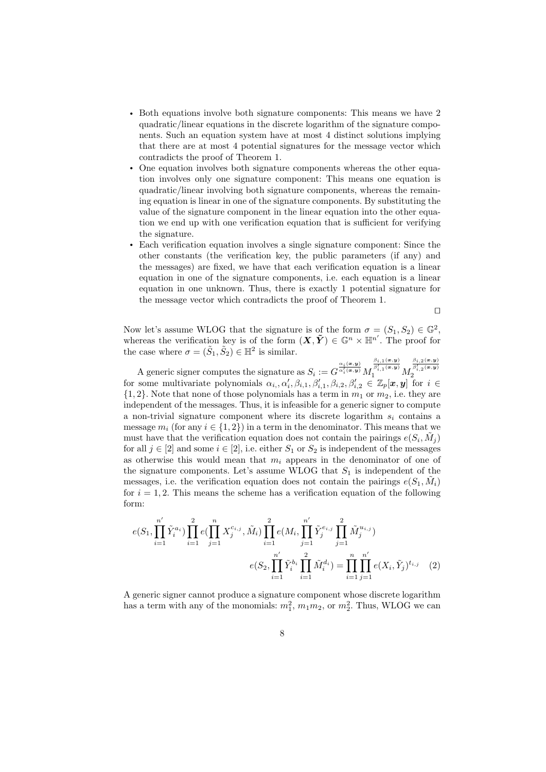- Both equations involve both signature components: This means we have 2 quadratic/linear equations in the discrete logarithm of the signature components. Such an equation system have at most 4 distinct solutions implying that there are at most 4 potential signatures for the message vector which contradicts the proof of Theorem 1.
- One equation involves both signature components whereas the other equation involves only one signature component: This means one equation is quadratic/linear involving both signature components, whereas the remaining equation is linear in one of the signature components. By substituting the value of the signature component in the linear equation into the other equation we end up with one verification equation that is sufficient for verifying the signature.
- Each verification equation involves a single signature component: Since the other constants (the verification key, the public parameters (if any) and the messages) are fixed, we have that each verification equation is a linear equation in one of the signature components, i.e. each equation is a linear equation in one unknown. Thus, there is exactly 1 potential signature for the message vector which contradicts the proof of Theorem 1.

$\square$

Now let's assume WLOG that the signature is of the form $\sigma = (S_1, S_2) \in \mathbb{G}^2$, whereas the verification key is of the form $(\boldsymbol{X}, \tilde{\boldsymbol{Y}}) \in \mathbb{G}^n \times \mathbb{H}^{n'}$. The proof for the case where $\sigma = (\tilde{S}_1, \tilde{S}_2) \in \mathbb{H}^2$ is similar.

A generic signer computes the signature as $S_i := G^{\frac{\alpha_i(\boldsymbol{x},\boldsymbol{y})}{\alpha'_i(\boldsymbol{x},\boldsymbol{y})}} M_1^{\frac{\beta_{i,1}(\boldsymbol{x},\boldsymbol{y})}{\beta'_{i,1}(\boldsymbol{x},\boldsymbol{y})}} M_2^{\frac{\beta_{i,2}(\boldsymbol{x},\boldsymbol{y})}{\beta'_{i,2}(\boldsymbol{x},\boldsymbol{y})}}$ for some multivariate polynomials $\alpha_i, \alpha'_i, \beta_{i,1}, \beta'_{i,1}, \beta_{i,2}, \beta'_{i,2} \in \mathbb{Z}_p[\boldsymbol{x}, \boldsymbol{y}]$ for $i \in \{1, 2\}$. Note that none of those polynomials has a term in $m_1$ or $m_2$, i.e. they are independent of the messages. Thus, it is infeasible for a generic signer to compute a non-trivial signature component where its discrete logarithm $s_i$ contains a message $m_i$ (for any $i \in \{1, 2\}$) in a term in the denominator. This means that we must have that the verification equation does not contain the pairings $e(S_i, \tilde{M}_j)$ for all $j \in [2]$ and some $i \in [2]$, i.e. either $S_1$ or $S_2$ is independent of the messages as otherwise this would mean that $m_i$ appears in the denominator of one of the signature components. Let's assume WLOG that $S_1$ is independent of the messages, i.e. the verification equation does not contain the pairings $e(S_1, \tilde{M}_i)$ for $i = 1, 2$. This means the scheme has a verification equation of the following form:

$$e(S_1, \prod_{i=1}^{n'} \tilde{Y}_i^{a_i}) \prod_{i=1}^{2} e(\prod_{j=1}^{n} X_j^{c_{i,j}}, \tilde{M}_i) \prod_{i=1}^{2} e(M_i, \prod_{j=1}^{n'} \tilde{Y}_j^{e_{i,j}} \prod_{j=1}^{2} \tilde{M}_j^{u_{i,j}})$$
$$e(S_2, \prod_{i=1}^{n'} \tilde{Y}_i^{b_i} \prod_{i=1}^{2} \tilde{M}_i^{d_i}) = \prod_{i=1}^{n} \prod_{j=1}^{n'} e(X_i, \tilde{Y}_j)^{t_{i,j}} \quad (2)$$

A generic signer cannot produce a signature component whose discrete logarithm has a term with any of the monomials: $m_1^2$, $m_1 m_2$, or $m_2^2$. Thus, WLOG we can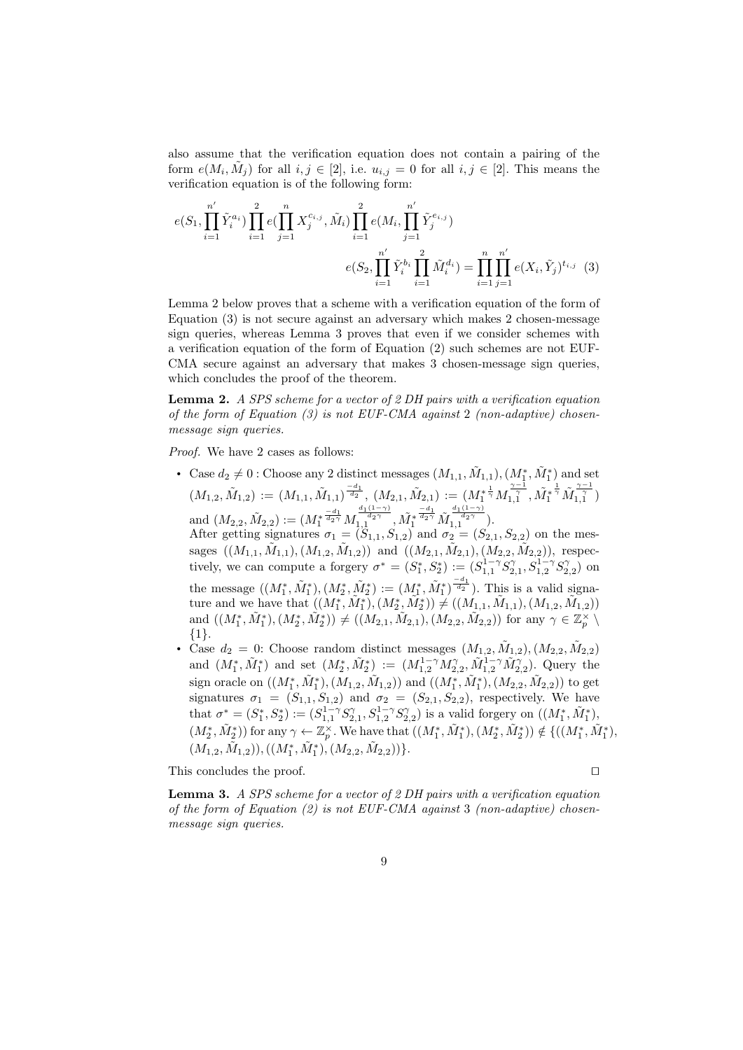also assume that the verification equation does not contain a pairing of the form $e(M_i, \tilde{M}_j)$ for all $i, j \in [2]$, i.e. $u_{i,j} = 0$ for all $i, j \in [2]$. This means the verification equation is of the following form:

$$e(S_1, \prod_{i=1}^{n'} \tilde{Y}_i^{a_i}) \prod_{i=1}^{2} e(\prod_{j=1}^{n} X_j^{c_{i,j}}, \tilde{M}_i) \prod_{i=1}^{2} e(M_i, \prod_{j=1}^{n'} \tilde{Y}_j^{e_{i,j}})$$
$$e(S_2, \prod_{i=1}^{n'} \tilde{Y}_i^{b_i} \prod_{i=1}^{2} \tilde{M}_i^{d_i}) = \prod_{i=1}^{n} \prod_{j=1}^{n'} e(X_i, \tilde{Y}_j)^{t_{i,j}} \quad (3)$$

Lemma 2 below proves that a scheme with a verification equation of the form of Equation (3) is not secure against an adversary which makes 2 chosen-message sign queries, whereas Lemma 3 proves that even if we consider schemes with a verification equation of the form of Equation (2) such schemes are not EUF-CMA secure against an adversary that makes 3 chosen-message sign queries, which concludes the proof of the theorem.

**Lemma 2.** *A SPS scheme for a vector of 2 DH pairs with a verification equation of the form of Equation (3) is not EUF-CMA against* 2 *(non-adaptive) chosen-message sign queries.*

*Proof.* We have 2 cases as follows:

- Case $d_2 \neq 0$ : Choose any 2 distinct messages $(M_{1,1}, \tilde{M}_{1,1}), (M_1^*, \tilde{M}_1^*)$ and set $(M_{1,2}, \tilde{M}_{1,2}) := (M_{1,1}, \tilde{M}_{1,1})^{\frac{-d_1}{d_2}}$, $(M_{2,1}, \tilde{M}_{2,1}) := (M_1^{*\frac{1}{\gamma}} M_{1,1}^{\frac{\gamma-1}{\gamma}}, \tilde{M}_1^{*\frac{1}{\gamma}} \tilde{M}_{1,1}^{\frac{\gamma-1}{\gamma}})$ and $(M_{2,2}, \tilde{M}_{2,2}) := (M_1^{*\frac{-d_1}{d_2\gamma}} M_{1,1}^{\frac{d_1(1-\gamma)}{d_2\gamma}}, \tilde{M}_1^{*\frac{-d_1}{d_2\gamma}} \tilde{M}_{1,1}^{\frac{d_1(1-\gamma)}{d_2\gamma}})$.
  After getting signatures $\sigma_1 = (S_{1,1}, S_{1,2})$ and $\sigma_2 = (S_{2,1}, S_{2,2})$ on the messages $((M_{1,1}, \tilde{M}_{1,1}), (M_{1,2}, \tilde{M}_{1,2}))$ and $((M_{2,1}, \tilde{M}_{2,1}), (M_{2,2}, \tilde{M}_{2,2}))$, respectively, we can compute a forgery $\sigma^* = (S_1^*, S_2^*) := (S_{1,1}^{1-\gamma} S_{2,1}^{\gamma}, S_{1,2}^{1-\gamma} S_{2,2}^{\gamma})$ on the message $((M_1^*, \tilde{M}_1^*), (M_2^*, \tilde{M}_2^*) := (M_1^*, \tilde{M}_1^*)^{\frac{-d_1}{d_2}})$. This is a valid signature and we have that $((M_1^*, \tilde{M}_1^*), (M_2^*, \tilde{M}_2^*)) \neq ((M_{1,1}, \tilde{M}_{1,1}), (M_{1,2}, \tilde{M}_{1,2}))$ and $((M_1^*, \tilde{M}_1^*), (M_2^*, \tilde{M}_2^*)) \neq ((M_{2,1}, \tilde{M}_{2,1}), (M_{2,2}, \tilde{M}_{2,2}))$ for any $\gamma \in \mathbb{Z}_p^{\times} \setminus \{1\}$.
- Case $d_2 = 0$: Choose random distinct messages $(M_{1,2}, \tilde{M}_{1,2}), (M_{2,2}, \tilde{M}_{2,2})$ and $(M_1^*, \tilde{M}_1^*)$ and set $(M_2^*, \tilde{M}_2^*) := (M_{1,2}^{1-\gamma} M_{2,2}^{\gamma}, \tilde{M}_{1,2}^{1-\gamma} \tilde{M}_{2,2}^{\gamma})$. Query the sign oracle on $((M_1^*, \tilde{M}_1^*), (M_{1,2}, \tilde{M}_{1,2}))$ and $((M_1^*, \tilde{M}_1^*), (M_{2,2}, \tilde{M}_{2,2}))$ to get signatures $\sigma_1 = (S_{1,1}, S_{1,2})$ and $\sigma_2 = (S_{2,1}, S_{2,2})$, respectively. We have that $\sigma^* = (S_1^*, S_2^*) := (S_{1,1}^{1-\gamma} S_{2,1}^{\gamma}, S_{1,2}^{1-\gamma} S_{2,2}^{\gamma})$ is a valid forgery on $((M_1^*, \tilde{M}_1^*),$ $(M_2^*, \tilde{M}_2^*))$ for any $\gamma \leftarrow \mathbb{Z}_p^{\times}$. We have that $((M_1^*, \tilde{M}_1^*), (M_2^*, \tilde{M}_2^*)) \notin \{((M_1^*, \tilde{M}_1^*),$ $(M_{1,2}, \tilde{M}_{1,2})), ((M_1^*, \tilde{M}_1^*), (M_{2,2}, \tilde{M}_{2,2}))\}$.

This concludes the proof. ◻

**Lemma 3.** *A SPS scheme for a vector of 2 DH pairs with a verification equation of the form of Equation (2) is not EUF-CMA against* 3 *(non-adaptive) chosen-message sign queries.*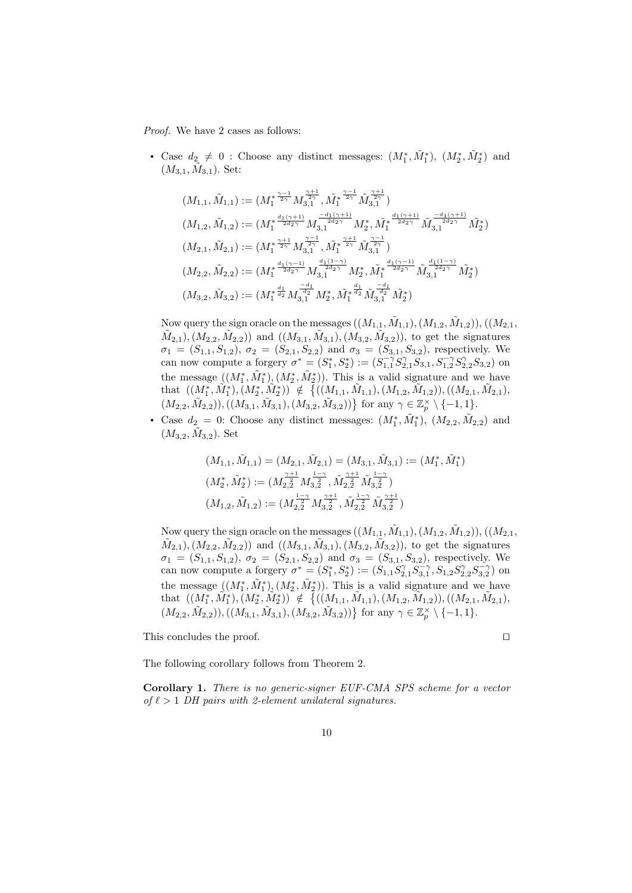*Proof.* We have 2 cases as follows:

- Case $d_2 \neq 0$ : Choose any distinct messages: $(M_1^*, \tilde{M}_1^*)$, $(M_2^*, \tilde{M}_2^*)$ and $(M_{3,1}, \tilde{M}_{3,1})$. Set:

$$
\begin{aligned}
(M_{1,1}, \tilde{M}_{1,1}) &:= (M_1^{*\frac{\gamma-1}{2\gamma}} M_{3,1}^{\frac{\gamma+1}{2\gamma}}, \tilde{M}_1^{*\frac{\gamma-1}{2\gamma}} \tilde{M}_{3,1}^{\frac{\gamma+1}{2\gamma}}) \\
(M_{1,2}, \tilde{M}_{1,2}) &:= (M_1^{*\frac{d_1(\gamma+1)}{2d_2\gamma}} M_{3,1}^{\frac{-d_1(\gamma+1)}{2d_2\gamma}} M_2^*, \tilde{M}_1^{*\frac{d_1(\gamma+1)}{2d_2\gamma}} \tilde{M}_{3,1}^{\frac{-d_1(\gamma+1)}{2d_2\gamma}} \tilde{M}_2^*) \\
(M_{2,1}, \tilde{M}_{2,1}) &:= (M_1^{*\frac{\gamma+1}{2\gamma}} M_{3,1}^{\frac{\gamma-1}{2\gamma}}, \tilde{M}_1^{*\frac{\gamma+1}{2\gamma}} \tilde{M}_{3,1}^{\frac{\gamma-1}{2\gamma}}) \\
(M_{2,2}, \tilde{M}_{2,2}) &:= (M_1^{*\frac{d_1(\gamma-1)}{2d_2\gamma}} M_{3,1}^{\frac{d_1(1-\gamma)}{2d_2\gamma}} M_2^*, \tilde{M}_1^{*\frac{d_1(\gamma-1)}{2d_2\gamma}} \tilde{M}_{3,1}^{\frac{d_1(1-\gamma)}{2d_2\gamma}} \tilde{M}_2^*) \\
(M_{3,2}, \tilde{M}_{3,2}) &:= (M_1^{*\frac{d_1}{d_2}} M_{3,1}^{\frac{-d_1}{d_2}} M_2^*, \tilde{M}_1^{*\frac{d_1}{d_2}} \tilde{M}_{3,1}^{\frac{-d_1}{d_2}} \tilde{M}_2^*)
\end{aligned}
$$

  Now query the sign oracle on the messages $((M_{1,1}, \tilde{M}_{1,1}), (M_{1,2}, \tilde{M}_{1,2}))$, $((M_{2,1}, \tilde{M}_{2,1}), (M_{2,2}, \tilde{M}_{2,2}))$ and $((M_{3,1}, \tilde{M}_{3,1}), (M_{3,2}, \tilde{M}_{3,2}))$, to get the signatures $\sigma_1 = (S_{1,1}, S_{1,2})$, $\sigma_2 = (S_{2,1}, S_{2,2})$ and $\sigma_3 = (S_{3,1}, S_{3,2})$, respectively. We can now compute a forgery $\sigma^* = (S_1^*, S_2^*) := (S_{1,1}^{-\gamma} S_{2,1}^{\gamma} S_{3,1}, S_{1,2}^{-\gamma} S_{2,2}^{\gamma} S_{3,2})$ on the message $((M_1^*, \tilde{M}_1^*), (M_2^*, \tilde{M}_2^*))$. This is a valid signature and we have that $((M_1^*, \tilde{M}_1^*), (M_2^*, \tilde{M}_2^*)) \notin \{((M_{1,1}, \tilde{M}_{1,1}), (M_{1,2}, \tilde{M}_{1,2})), ((M_{2,1}, \tilde{M}_{2,1}), (M_{2,2}, \tilde{M}_{2,2})), ((M_{3,1}, \tilde{M}_{3,1}), (M_{3,2}, \tilde{M}_{3,2}))\}$ for any $\gamma \in \mathbb{Z}_p^\times \setminus \{-1, 1\}$.

- Case $d_2 = 0$: Choose any distinct messages: $(M_1^*, \tilde{M}_1^*)$, $(M_{2,2}, \tilde{M}_{2,2})$ and $(M_{3,2}, \tilde{M}_{3,2})$. Set

$$
\begin{aligned}
(M_{1,1}, \tilde{M}_{1,1}) = (M_{2,1}, \tilde{M}_{2,1}) = (M_{3,1}, \tilde{M}_{3,1}) &:= (M_1^*, \tilde{M}_1^*) \\
(M_2^*, \tilde{M}_2^*) &:= (M_{2,2}^{\frac{\gamma+1}{2}} M_{3,2}^{\frac{1-\gamma}{2}}, \tilde{M}_{2,2}^{\frac{\gamma+1}{2}} \tilde{M}_{3,2}^{\frac{1-\gamma}{2}}) \\
(M_{1,2}, \tilde{M}_{1,2}) &:= (M_{2,2}^{\frac{1-\gamma}{2}} M_{3,2}^{\frac{\gamma+1}{2}}, \tilde{M}_{2,2}^{\frac{1-\gamma}{2}} \tilde{M}_{3,2}^{\frac{\gamma+1}{2}})
\end{aligned}
$$

  Now query the sign oracle on the messages $((M_{1,1}, \tilde{M}_{1,1}), (M_{1,2}, \tilde{M}_{1,2}))$, $((M_{2,1}, \tilde{M}_{2,1}), (M_{2,2}, \tilde{M}_{2,2}))$ and $((M_{3,1}, \tilde{M}_{3,1}), (M_{3,2}, \tilde{M}_{3,2}))$, to get the signatures $\sigma_1 = (S_{1,1}, S_{1,2})$, $\sigma_2 = (S_{2,1}, S_{2,2})$ and $\sigma_3 = (S_{3,1}, S_{3,2})$, respectively. We can now compute a forgery $\sigma^* = (S_1^*, S_2^*) := (S_{1,1} S_{2,1}^{\gamma} S_{3,1}^{-\gamma}, S_{1,2} S_{2,2}^{\gamma} S_{3,2}^{-\gamma})$ on the message $((M_1^*, \tilde{M}_1^*), (M_2^*, \tilde{M}_2^*))$. This is a valid signature and we have that $((M_1^*, \tilde{M}_1^*), (M_2^*, \tilde{M}_2^*)) \notin \{((M_{1,1}, \tilde{M}_{1,1}), (M_{1,2}, \tilde{M}_{1,2})), ((M_{2,1}, \tilde{M}_{2,1}), (M_{2,2}, \tilde{M}_{2,2})), ((M_{3,1}, \tilde{M}_{3,1}), (M_{3,2}, \tilde{M}_{3,2}))\}$ for any $\gamma \in \mathbb{Z}_p^\times \setminus \{-1, 1\}$.

This concludes the proof. $\square$

The following corollary follows from Theorem 2.

**Corollary 1.** *There is no generic-signer EUF-CMA SPS scheme for a vector of $\ell > 1$ DH pairs with 2-element unilateral signatures.*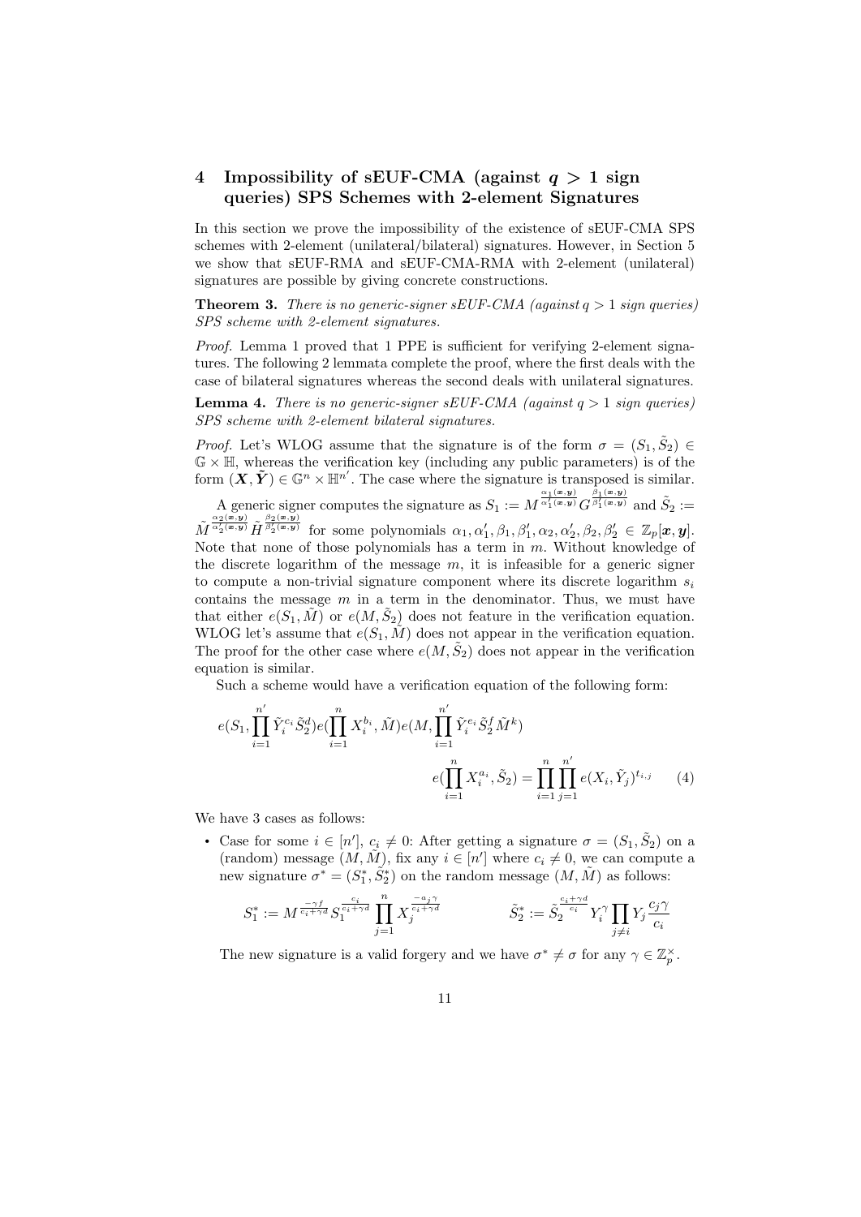## 4 Impossibility of sEUF-CMA (against $q > 1$ sign queries) SPS Schemes with 2-element Signatures

In this section we prove the impossibility of the existence of sEUF-CMA SPS schemes with 2-element (unilateral/bilateral) signatures. However, in Section 5 we show that sEUF-RMA and sEUF-CMA-RMA with 2-element (unilateral) signatures are possible by giving concrete constructions.

**Theorem 3.** *There is no generic-signer sEUF-CMA (against $q > 1$ sign queries) SPS scheme with 2-element signatures.*

*Proof.* Lemma 1 proved that 1 PPE is sufficient for verifying 2-element signatures. The following 2 lemmata complete the proof, where the first deals with the case of bilateral signatures whereas the second deals with unilateral signatures.

**Lemma 4.** *There is no generic-signer sEUF-CMA (against $q > 1$ sign queries) SPS scheme with 2-element bilateral signatures.*

*Proof.* Let's WLOG assume that the signature is of the form $\sigma = (S_1, \tilde{S}_2) \in \mathbb{G} \times \mathbb{H}$, whereas the verification key (including any public parameters) is of the form $(\boldsymbol{X}, \tilde{\boldsymbol{Y}}) \in \mathbb{G}^n \times \mathbb{H}^{n'}$. The case where the signature is transposed is similar.

A generic signer computes the signature as $S_1 := M^{\frac{\alpha_1(\boldsymbol{x},\boldsymbol{y})}{\alpha_1'(\boldsymbol{x},\boldsymbol{y})}} G^{\frac{\beta_1(\boldsymbol{x},\boldsymbol{y})}{\beta_1'(\boldsymbol{x},\boldsymbol{y})}}$ and $\tilde{S}_2 := \tilde{M}^{\frac{\alpha_2(\boldsymbol{x},\boldsymbol{y})}{\alpha_2'(\boldsymbol{x},\boldsymbol{y})}} \tilde{H}^{\frac{\beta_2(\boldsymbol{x},\boldsymbol{y})}{\beta_2'(\boldsymbol{x},\boldsymbol{y})}}$ for some polynomials $\alpha_1, \alpha_1', \beta_1, \beta_1', \alpha_2, \alpha_2', \beta_2, \beta_2' \in \mathbb{Z}_p[\boldsymbol{x}, \boldsymbol{y}]$. Note that none of those polynomials has a term in $m$. Without knowledge of the discrete logarithm of the message $m$, it is infeasible for a generic signer to compute a non-trivial signature component where its discrete logarithm $s_i$ contains the message $m$ in a term in the denominator. Thus, we must have that either $e(S_1, \tilde{M})$ or $e(M, \tilde{S}_2)$ does not feature in the verification equation. WLOG let's assume that $e(S_1, \tilde{M})$ does not appear in the verification equation. The proof for the other case where $e(M, \tilde{S}_2)$ does not appear in the verification equation is similar.

Such a scheme would have a verification equation of the following form:

$$e(S_1, \prod_{i=1}^{n'} \tilde{Y}_i^{c_i} \tilde{S}_2^{d}) e(\prod_{i=1}^{n} X_i^{b_i}, \tilde{M}) e(M, \prod_{i=1}^{n'} \tilde{Y}_i^{e_i} \tilde{S}_2^{f} \tilde{M}^{k})$$
$$e(\prod_{i=1}^{n} X_i^{a_i}, \tilde{S}_2) = \prod_{i=1}^{n} \prod_{j=1}^{n'} e(X_i, \tilde{Y}_j)^{t_{i,j}} \qquad (4)$$

We have 3 cases as follows:

- Case for some $i \in [n']$, $c_i \neq 0$: After getting a signature $\sigma = (S_1, \tilde{S}_2)$ on a (random) message $(M, \tilde{M})$, fix any $i \in [n']$ where $c_i \neq 0$, we can compute a new signature $\sigma^* = (S_1^*, \tilde{S}_2^*)$ on the random message $(M, \tilde{M})$ as follows:

$$S_1^* := M^{\frac{-\gamma f}{c_i + \gamma d}} S_1^{\frac{c_i}{c_i + \gamma d}} \prod_{j=1}^{n} X_j^{\frac{-a_j \gamma}{c_i + \gamma d}} \qquad \tilde{S}_2^* := \tilde{S}_2^{\frac{c_i + \gamma d}{c_i}} Y_i^{\gamma} \prod_{j \neq i} Y_j \frac{c_j \gamma}{c_i}$$

The new signature is a valid forgery and we have $\sigma^* \neq \sigma$ for any $\gamma \in \mathbb{Z}_p^{\times}$.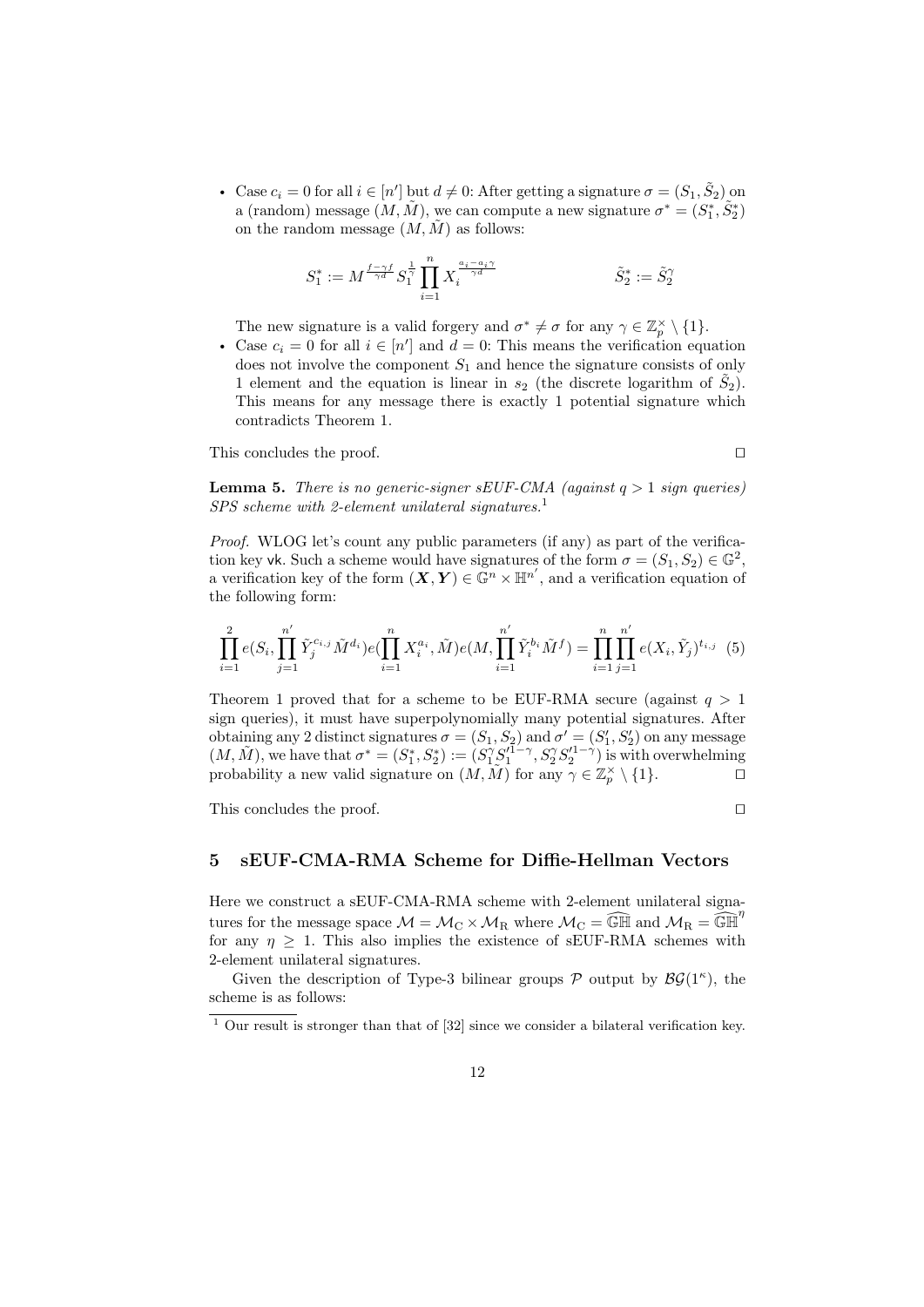- Case $c_i = 0$ for all $i \in [n']$ but $d \neq 0$: After getting a signature $\sigma = (S_1, \tilde{S}_2)$ on a (random) message $(M, \tilde{M})$, we can compute a new signature $\sigma^* = (S_1^*, \tilde{S}_2^*)$ on the random message $(M, \tilde{M})$ as follows:

$$S_1^* := M^{\frac{f-\gamma f}{\gamma d}} S_1^{\frac{1}{\gamma}} \prod_{i=1}^{n} X_i^{\frac{a_i - a_i \gamma}{\gamma d}} \qquad\qquad \tilde{S}_2^* := \tilde{S}_2^{\gamma}$$

The new signature is a valid forgery and $\sigma^* \neq \sigma$ for any $\gamma \in \mathbb{Z}_p^\times \setminus \{1\}$.

- Case $c_i = 0$ for all $i \in [n']$ and $d = 0$: This means the verification equation does not involve the component $S_1$ and hence the signature consists of only 1 element and the equation is linear in $s_2$ (the discrete logarithm of $\tilde{S}_2$). This means for any message there is exactly 1 potential signature which contradicts Theorem 1.

This concludes the proof. ◻

**Lemma 5.** *There is no generic-signer sEUF-CMA (against $q > 1$ sign queries) SPS scheme with 2-element unilateral signatures.*[1]

*Proof.* WLOG let's count any public parameters (if any) as part of the verification key vk. Such a scheme would have signatures of the form $\sigma = (S_1, S_2) \in \mathbb{G}^2$, a verification key of the form $(\boldsymbol{X}, \boldsymbol{Y}) \in \mathbb{G}^n \times \mathbb{H}^{n'}$, and a verification equation of the following form:

$$\prod_{i=1}^{2} e(S_i, \prod_{j=1}^{n'} \tilde{Y}_j^{c_{i,j}} \tilde{M}^{d_i}) e(\prod_{i=1}^{n} X_i^{a_i}, \tilde{M}) e(M, \prod_{i=1}^{n'} \tilde{Y}_i^{b_i} \tilde{M}^{f}) = \prod_{i=1}^{n} \prod_{j=1}^{n'} e(X_i, \tilde{Y}_j)^{t_{i,j}} \quad (5)$$

Theorem 1 proved that for a scheme to be EUF-RMA secure (against $q > 1$ sign queries), it must have superpolynomially many potential signatures. After obtaining any 2 distinct signatures $\sigma = (S_1, S_2)$ and $\sigma' = (S_1', S_2')$ on any message $(M, \tilde{M})$, we have that $\sigma^* = (S_1^*, S_2^*) := (S_1^{\gamma} S_1'^{1-\gamma}, S_2^{\gamma} S_2'^{1-\gamma})$ is with overwhelming probability a new valid signature on $(M, \tilde{M})$ for any $\gamma \in \mathbb{Z}_p^\times \setminus \{1\}$. ◻

This concludes the proof. ◻

## 5 sEUF-CMA-RMA Scheme for Diffie-Hellman Vectors

Here we construct a sEUF-CMA-RMA scheme with 2-element unilateral signatures for the message space $\mathcal{M} = \mathcal{M}_{\mathrm{C}} \times \mathcal{M}_{\mathrm{R}}$ where $\mathcal{M}_{\mathrm{C}} = \widehat{\mathbb{GH}}$ and $\mathcal{M}_{\mathrm{R}} = \widehat{\mathbb{GH}}^{\eta}$ for any $\eta \geq 1$. This also implies the existence of sEUF-RMA schemes with 2-element unilateral signatures.

Given the description of Type-3 bilinear groups $\mathcal{P}$ output by $\mathcal{BG}(1^{\kappa})$, the scheme is as follows:

[1] Our result is stronger than that of [32] since we consider a bilateral verification key.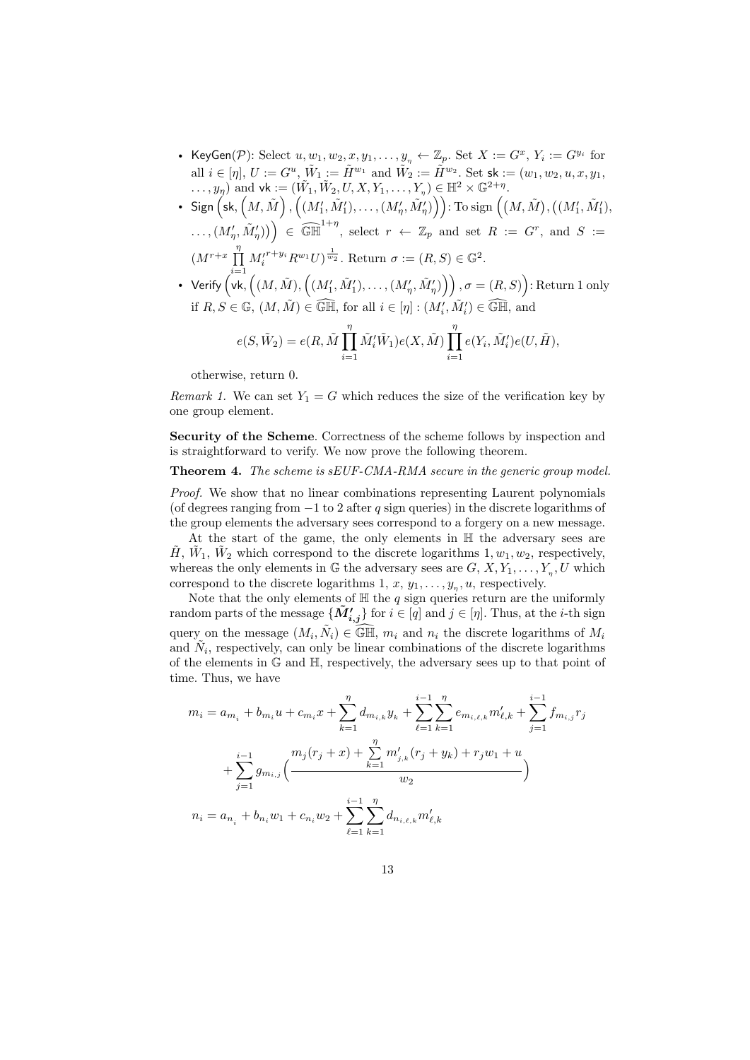- $\mathsf{KeyGen}(\mathcal{P})$: Select $u, w_1, w_2, x, y_1, \ldots, y_\eta \leftarrow \mathbb{Z}_p$. Set $X := G^x$, $Y_i := G^{y_i}$ for all $i \in [\eta]$, $U := G^u$, $\tilde{W}_1 := \tilde{H}^{w_1}$ and $\tilde{W}_2 := \tilde{H}^{w_2}$. Set $\mathsf{sk} := (w_1, w_2, u, x, y_1, \ldots, y_\eta)$ and $\mathsf{vk} := (\tilde{W}_1, \tilde{W}_2, U, X, Y_1, \ldots, Y_\eta) \in \mathbb{H}^2 \times \mathbb{G}^{2+\eta}$.
- $\mathsf{Sign}\left(\mathsf{sk}, \left(M, \tilde{M}\right), \left((M'_1, \tilde{M}'_1), \ldots, (M'_\eta, \tilde{M}'_\eta)\right)\right)$: To sign $\left(\left(M, \tilde{M}\right), \left((M'_1, \tilde{M}'_1), \ldots, (M'_\eta, \tilde{M}'_\eta)\right)\right) \in \widehat{\mathbb{GH}}^{1+\eta}$, select $r \leftarrow \mathbb{Z}_p$ and set $R := G^r$, and $S := (M^{r+x} \prod_{i=1}^{\eta} M_i'^{r+y_i} R^{w_1} U)^{\frac{1}{w_2}}$. Return $\sigma := (R, S) \in \mathbb{G}^2$.
- $\mathsf{Verify}\left(\mathsf{vk}, \left((M, \tilde{M}), \left((M'_1, \tilde{M}'_1), \ldots, (M'_\eta, \tilde{M}'_\eta)\right)\right), \sigma = (R, S)\right)$: Return 1 only if $R, S \in \mathbb{G}$, $(M, \tilde{M}) \in \widehat{\mathbb{GH}}$, for all $i \in [\eta] : (M'_i, \tilde{M}'_i) \in \widehat{\mathbb{GH}}$, and

$$e(S, \tilde{W}_2) = e(R, \tilde{M} \prod_{i=1}^{\eta} \tilde{M}'_i \tilde{W}_1) e(X, \tilde{M}) \prod_{i=1}^{\eta} e(Y_i, \tilde{M}'_i) e(U, \tilde{H}),$$

otherwise, return 0.

*Remark 1.* We can set $Y_1 = G$ which reduces the size of the verification key by one group element.

**Security of the Scheme**. Correctness of the scheme follows by inspection and is straightforward to verify. We now prove the following theorem.

**Theorem 4.** *The scheme is sEUF-CMA-RMA secure in the generic group model.*

*Proof.* We show that no linear combinations representing Laurent polynomials (of degrees ranging from $-1$ to 2 after $q$ sign queries) in the discrete logarithms of the group elements the adversary sees correspond to a forgery on a new message.

At the start of the game, the only elements in $\mathbb{H}$ the adversary sees are $\tilde{H}$, $\tilde{W}_1$, $\tilde{W}_2$ which correspond to the discrete logarithms $1, w_1, w_2$, respectively, whereas the only elements in $\mathbb{G}$ the adversary sees are $G, X, Y_1, \ldots, Y_\eta, U$ which correspond to the discrete logarithms $1$, $x$, $y_1, \ldots, y_\eta, u$, respectively.

Note that the only elements of $\mathbb{H}$ the $q$ sign queries return are the uniformly random parts of the message $\{\tilde{\boldsymbol{M}}'_{\boldsymbol{i,j}}\}$ for $i \in [q]$ and $j \in [\eta]$. Thus, at the $i$-th sign query on the message $(M_i, \tilde{N}_i) \in \widehat{\mathbb{GH}}$, $m_i$ and $n_i$ the discrete logarithms of $M_i$ and $\tilde{N}_i$, respectively, can only be linear combinations of the discrete logarithms of the elements in $\mathbb{G}$ and $\mathbb{H}$, respectively, the adversary sees up to that point of time. Thus, we have

$$m_i = a_{m_i} + b_{m_i} u + c_{m_i} x + \sum_{k=1}^{\eta} d_{m_{i,k}} y_k + \sum_{\ell=1}^{i-1} \sum_{k=1}^{\eta} e_{m_{i,\ell,k}} m'_{\ell,k} + \sum_{j=1}^{i-1} f_{m_{i,j}} r_j$$
$$+ \sum_{j=1}^{i-1} g_{m_{i,j}} \Big( \frac{m_j(r_j + x) + \sum_{k=1}^{\eta} m'_{j,k}(r_j + y_k) + r_j w_1 + u}{w_2} \Big)$$
$$n_i = a_{n_i} + b_{n_i} w_1 + c_{n_i} w_2 + \sum_{\ell=1}^{i-1} \sum_{k=1}^{\eta} d_{n_{i,\ell,k}} m'_{\ell,k}$$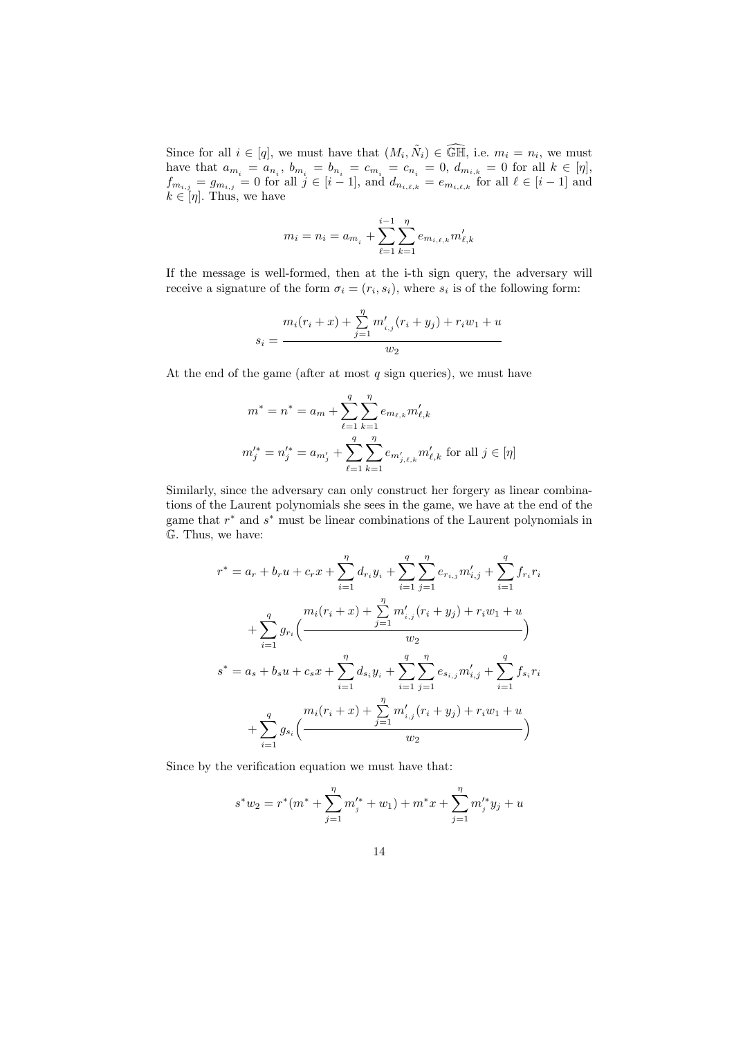Since for all $i \in [q]$, we must have that $(M_i, \tilde{N}_i) \in \widehat{\mathbb{GH}}$, i.e. $m_i = n_i$, we must have that $a_{m_i} = a_{n_i}$, $b_{m_i} = b_{n_i} = c_{m_i} = c_{n_i} = 0$, $d_{m_{i,k}} = 0$ for all $k \in [\eta]$, $f_{m_{i,j}} = g_{m_{i,j}} = 0$ for all $j \in [i-1]$, and $d_{n_{i,\ell,k}} = e_{m_{i,\ell,k}}$ for all $\ell \in [i-1]$ and $k \in [\eta]$. Thus, we have

$$m_i = n_i = a_{m_i} + \sum_{\ell=1}^{i-1} \sum_{k=1}^{\eta} e_{m_{i,\ell,k}} m'_{\ell,k}$$

If the message is well-formed, then at the i-th sign query, the adversary will receive a signature of the form $\sigma_i = (r_i, s_i)$, where $s_i$ is of the following form:

$$s_i = \frac{m_i(r_i + x) + \sum_{j=1}^{\eta} m'_{i,j}(r_i + y_j) + r_i w_1 + u}{w_2}$$

At the end of the game (after at most $q$ sign queries), we must have

$$m^* = n^* = a_m + \sum_{\ell=1}^{q} \sum_{k=1}^{\eta} e_{m_{\ell,k}} m'_{\ell,k}$$

$$m'^*_j = n'^*_j = a_{m'_j} + \sum_{\ell=1}^{q} \sum_{k=1}^{\eta} e_{m'_{j,\ell,k}} m'_{\ell,k} \text{ for all } j \in [\eta]$$

Similarly, since the adversary can only construct her forgery as linear combinations of the Laurent polynomials she sees in the game, we have at the end of the game that $r^*$ and $s^*$ must be linear combinations of the Laurent polynomials in $\mathbb{G}$. Thus, we have:

$$\begin{aligned}
r^* &= a_r + b_r u + c_r x + \sum_{i=1}^{\eta} d_{r_i} y_i + \sum_{i=1}^{q} \sum_{j=1}^{\eta} e_{r_{i,j}} m'_{i,j} + \sum_{i=1}^{q} f_{r_i} r_i \\
&\quad + \sum_{i=1}^{q} g_{r_i} \Big( \frac{m_i(r_i + x) + \sum_{j=1}^{\eta} m'_{i,j}(r_i + y_j) + r_i w_1 + u}{w_2} \Big) \\
s^* &= a_s + b_s u + c_s x + \sum_{i=1}^{\eta} d_{s_i} y_i + \sum_{i=1}^{q} \sum_{j=1}^{\eta} e_{s_{i,j}} m'_{i,j} + \sum_{i=1}^{q} f_{s_i} r_i \\
&\quad + \sum_{i=1}^{q} g_{s_i} \Big( \frac{m_i(r_i + x) + \sum_{j=1}^{\eta} m'_{i,j}(r_i + y_j) + r_i w_1 + u}{w_2} \Big)
\end{aligned}$$

Since by the verification equation we must have that:

$$s^* w_2 = r^*(m^* + \sum_{j=1}^{\eta} m'^*_j + w_1) + m^* x + \sum_{j=1}^{\eta} m'^*_j y_j + u$$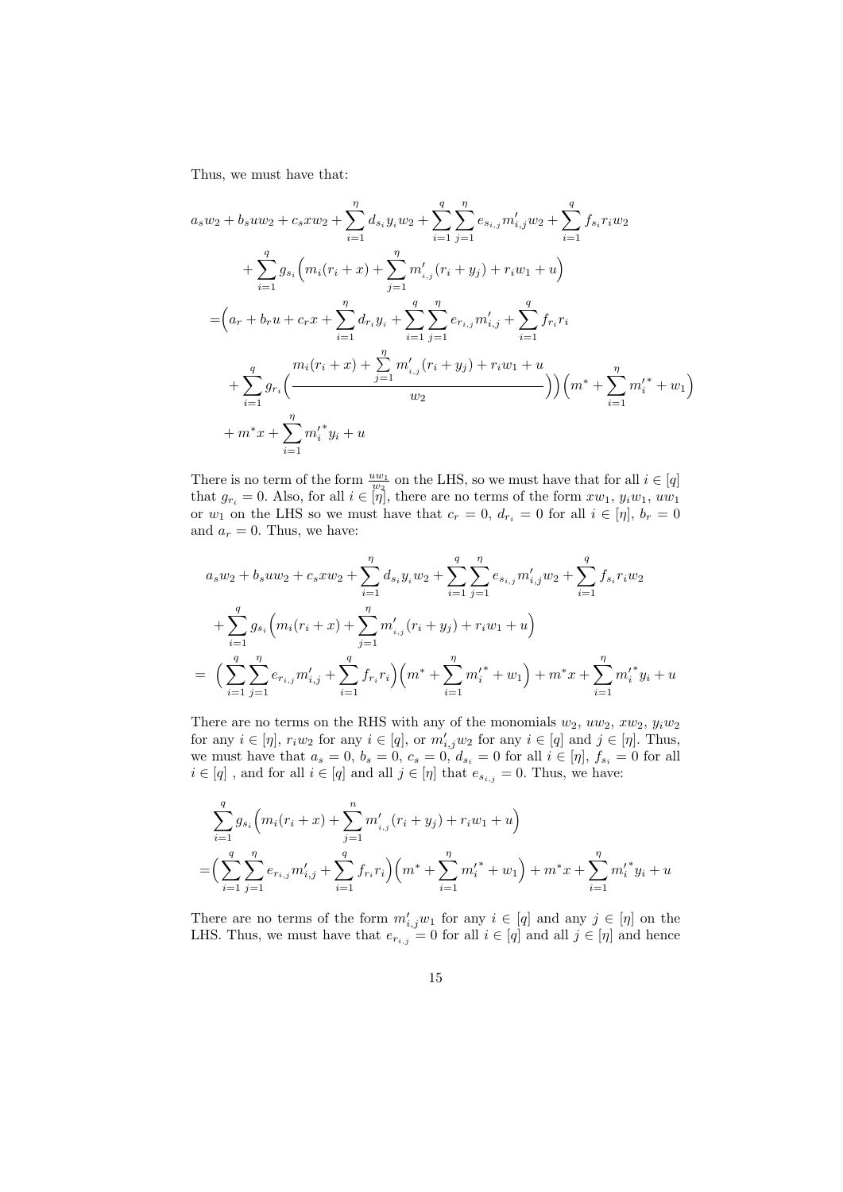Thus, we must have that:

$$
\begin{aligned}
& a_s w_2 + b_s u w_2 + c_s x w_2 + \sum_{i=1}^{\eta} d_{s_i} y_i w_2 + \sum_{i=1}^{q}\sum_{j=1}^{\eta} e_{s_{i,j}} m'_{i,j} w_2 + \sum_{i=1}^{q} f_{s_i} r_i w_2 \\
& \quad + \sum_{i=1}^{q} g_{s_i}\Big(m_i(r_i + x) + \sum_{j=1}^{\eta} m'_{_{i,j}}(r_i + y_j) + r_i w_1 + u\Big) \\
& = \Big(a_r + b_r u + c_r x + \sum_{i=1}^{\eta} d_{r_i} y_i + \sum_{i=1}^{q}\sum_{j=1}^{\eta} e_{r_{i,j}} m'_{i,j} + \sum_{i=1}^{q} f_{r_i} r_i \\
& \quad + \sum_{i=1}^{q} g_{r_i}\Big(\frac{m_i(r_i + x) + \sum_{j=1}^{\eta} m'_{_{i,j}}(r_i + y_j) + r_i w_1 + u}{w_2}\Big)\Big)\Big(m^* + \sum_{i=1}^{\eta} {m'_i}^* + w_1\Big) \\
& \quad + m^* x + \sum_{i=1}^{\eta} {m'_i}^* y_i + u
\end{aligned}
$$

There is no term of the form $\frac{uw_1}{w_2}$ on the LHS, so we must have that for all $i \in [q]$ that $g_{r_i} = 0$. Also, for all $i \in [\eta]$, there are no terms of the form $xw_1$, $y_i w_1$, $uw_1$ or $w_1$ on the LHS so we must have that $c_r = 0$, $d_{r_i} = 0$ for all $i \in [\eta]$, $b_r = 0$ and $a_r = 0$. Thus, we have:

$$
\begin{aligned}
& a_s w_2 + b_s u w_2 + c_s x w_2 + \sum_{i=1}^{\eta} d_{s_i} y_i w_2 + \sum_{i=1}^{q}\sum_{j=1}^{\eta} e_{s_{i,j}} m'_{i,j} w_2 + \sum_{i=1}^{q} f_{s_i} r_i w_2 \\
& \quad + \sum_{i=1}^{q} g_{s_i}\Big(m_i(r_i + x) + \sum_{j=1}^{\eta} m'_{_{i,j}}(r_i + y_j) + r_i w_1 + u\Big) \\
& = \Big(\sum_{i=1}^{q}\sum_{j=1}^{\eta} e_{r_{i,j}} m'_{i,j} + \sum_{i=1}^{q} f_{r_i} r_i\Big)\Big(m^* + \sum_{i=1}^{\eta} {m'_i}^* + w_1\Big) + m^* x + \sum_{i=1}^{\eta} {m'_i}^* y_i + u
\end{aligned}
$$

There are no terms on the RHS with any of the monomials $w_2$, $uw_2$, $xw_2$, $y_i w_2$ for any $i \in [\eta]$, $r_i w_2$ for any $i \in [q]$, or $m'_{i,j} w_2$ for any $i \in [q]$ and $j \in [\eta]$. Thus, we must have that $a_s = 0$, $b_s = 0$, $c_s = 0$, $d_{s_i} = 0$ for all $i \in [\eta]$, $f_{s_i} = 0$ for all $i \in [q]$ , and for all $i \in [q]$ and all $j \in [\eta]$ that $e_{s_{i,j}} = 0$. Thus, we have:

$$
\begin{aligned}
& \sum_{i=1}^{q} g_{s_i}\Big(m_i(r_i + x) + \sum_{j=1}^{n} m'_{_{i,j}}(r_i + y_j) + r_i w_1 + u\Big) \\
& = \Big(\sum_{i=1}^{q}\sum_{j=1}^{\eta} e_{r_{i,j}} m'_{i,j} + \sum_{i=1}^{q} f_{r_i} r_i\Big)\Big(m^* + \sum_{i=1}^{\eta} {m'_i}^* + w_1\Big) + m^* x + \sum_{i=1}^{\eta} {m'_i}^* y_i + u
\end{aligned}
$$

There are no terms of the form $m'_{i,j} w_1$ for any $i \in [q]$ and any $j \in [\eta]$ on the LHS. Thus, we must have that $e_{r_{i,j}} = 0$ for all $i \in [q]$ and all $j \in [\eta]$ and hence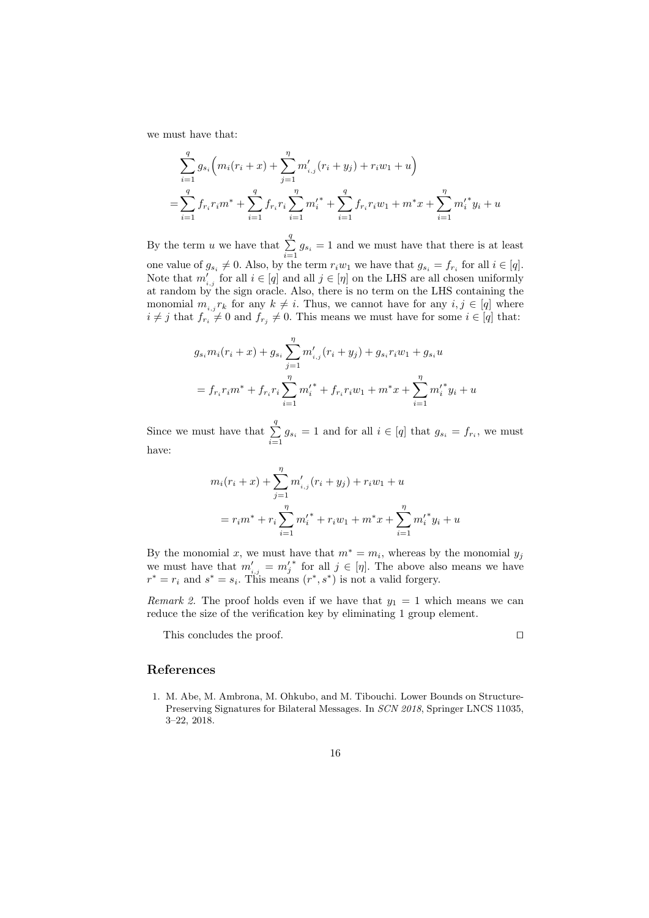we must have that:

$$\sum_{i=1}^{q} g_{s_i}\Big(m_i(r_i+x)+\sum_{j=1}^{\eta} m'_{_{i,j}}(r_i+y_j)+r_iw_1+u\Big)$$
$$=\sum_{i=1}^{q} f_{r_i}r_im^* + \sum_{i=1}^{q} f_{r_i}r_i\sum_{i=1}^{\eta} {m'_i}^* + \sum_{i=1}^{q} f_{r_i}r_iw_1 + m^*x + \sum_{i=1}^{\eta} {m'_i}^* y_i + u$$

By the term $u$ we have that $\sum_{i=1}^{q} g_{s_i} = 1$ and we must have that there is at least one value of $g_{s_i} \neq 0$. Also, by the term $r_iw_1$ we have that $g_{s_i} = f_{r_i}$ for all $i \in [q]$. Note that $m'_{_{i,j}}$ for all $i \in [q]$ and all $j \in [\eta]$ on the LHS are all chosen uniformly at random by the sign oracle. Also, there is no term on the LHS containing the monomial $m_{_{i,j}}r_k$ for any $k \neq i$. Thus, we cannot have for any $i, j \in [q]$ where $i \neq j$ that $f_{r_i} \neq 0$ and $f_{r_j} \neq 0$. This means we must have for some $i \in [q]$ that:

$$g_{s_i}m_i(r_i+x) + g_{s_i}\sum_{j=1}^{\eta} m'_{_{i,j}}(r_i+y_j) + g_{s_i}r_iw_1 + g_{s_i}u$$
$$= f_{r_i}r_im^* + f_{r_i}r_i\sum_{i=1}^{\eta} {m'_i}^* + f_{r_i}r_iw_1 + m^*x + \sum_{i=1}^{\eta} {m'_i}^* y_i + u$$

Since we must have that $\sum_{i=1}^{q} g_{s_i} = 1$ and for all $i \in [q]$ that $g_{s_i} = f_{r_i}$, we must have:

$$m_i(r_i+x) + \sum_{j=1}^{\eta} m'_{_{i,j}}(r_i+y_j) + r_iw_1 + u$$
$$= r_im^* + r_i\sum_{i=1}^{\eta} {m'_i}^* + r_iw_1 + m^*x + \sum_{i=1}^{\eta} {m'_i}^* y_i + u$$

By the monomial $x$, we must have that $m^* = m_i$, whereas by the monomial $y_j$ we must have that $m'_{_{i,j}} = {m'_j}^*$ for all $j \in [\eta]$. The above also means we have $r^* = r_i$ and $s^* = s_i$. This means $(r^*, s^*)$ is not a valid forgery.

*Remark 2.* The proof holds even if we have that $y_1 = 1$ which means we can reduce the size of the verification key by eliminating 1 group element.

This concludes the proof. □

## References

1. M. Abe, M. Ambrona, M. Ohkubo, and M. Tibouchi. Lower Bounds on Structure-Preserving Signatures for Bilateral Messages. In *SCN 2018*, Springer LNCS 11035, 3–22, 2018.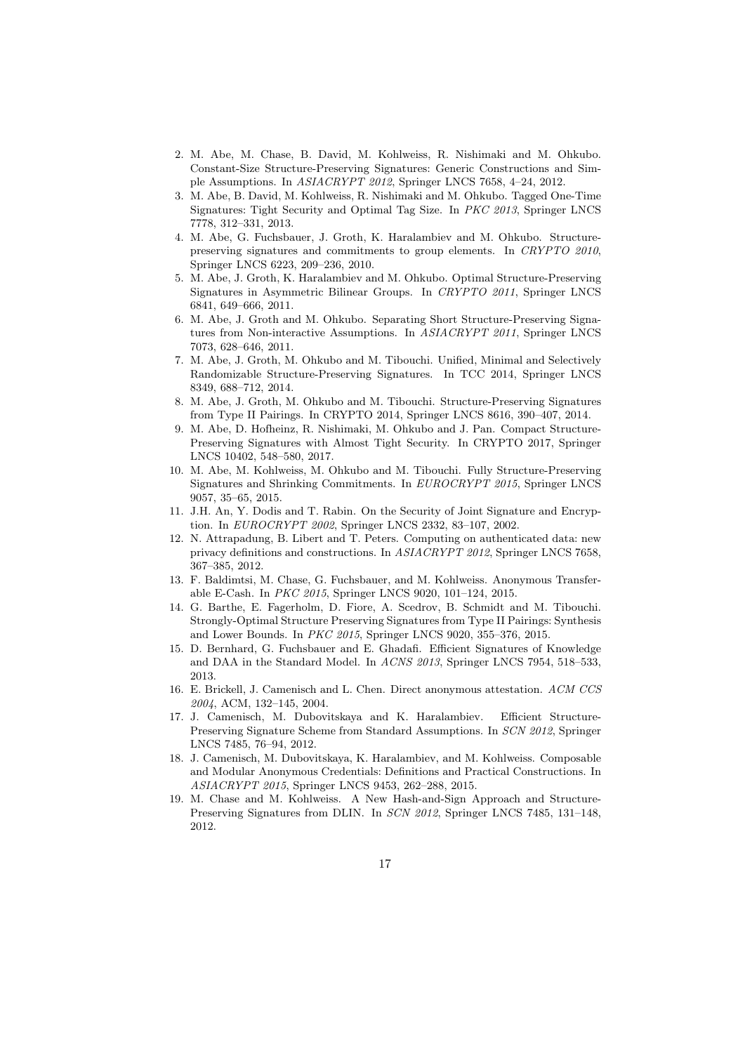2. M. Abe, M. Chase, B. David, M. Kohlweiss, R. Nishimaki and M. Ohkubo. Constant-Size Structure-Preserving Signatures: Generic Constructions and Simple Assumptions. In *ASIACRYPT 2012*, Springer LNCS 7658, 4–24, 2012.
3. M. Abe, B. David, M. Kohlweiss, R. Nishimaki and M. Ohkubo. Tagged One-Time Signatures: Tight Security and Optimal Tag Size. In *PKC 2013*, Springer LNCS 7778, 312–331, 2013.
4. M. Abe, G. Fuchsbauer, J. Groth, K. Haralambiev and M. Ohkubo. Structure-preserving signatures and commitments to group elements. In *CRYPTO 2010*, Springer LNCS 6223, 209–236, 2010.
5. M. Abe, J. Groth, K. Haralambiev and M. Ohkubo. Optimal Structure-Preserving Signatures in Asymmetric Bilinear Groups. In *CRYPTO 2011*, Springer LNCS 6841, 649–666, 2011.
6. M. Abe, J. Groth and M. Ohkubo. Separating Short Structure-Preserving Signatures from Non-interactive Assumptions. In *ASIACRYPT 2011*, Springer LNCS 7073, 628–646, 2011.
7. M. Abe, J. Groth, M. Ohkubo and M. Tibouchi. Unified, Minimal and Selectively Randomizable Structure-Preserving Signatures. In TCC 2014, Springer LNCS 8349, 688–712, 2014.
8. M. Abe, J. Groth, M. Ohkubo and M. Tibouchi. Structure-Preserving Signatures from Type II Pairings. In CRYPTO 2014, Springer LNCS 8616, 390–407, 2014.
9. M. Abe, D. Hofheinz, R. Nishimaki, M. Ohkubo and J. Pan. Compact Structure-Preserving Signatures with Almost Tight Security. In CRYPTO 2017, Springer LNCS 10402, 548–580, 2017.
10. M. Abe, M. Kohlweiss, M. Ohkubo and M. Tibouchi. Fully Structure-Preserving Signatures and Shrinking Commitments. In *EUROCRYPT 2015*, Springer LNCS 9057, 35–65, 2015.
11. J.H. An, Y. Dodis and T. Rabin. On the Security of Joint Signature and Encryption. In *EUROCRYPT 2002*, Springer LNCS 2332, 83–107, 2002.
12. N. Attrapadung, B. Libert and T. Peters. Computing on authenticated data: new privacy definitions and constructions. In *ASIACRYPT 2012*, Springer LNCS 7658, 367–385, 2012.
13. F. Baldimtsi, M. Chase, G. Fuchsbauer, and M. Kohlweiss. Anonymous Transferable E-Cash. In *PKC 2015*, Springer LNCS 9020, 101–124, 2015.
14. G. Barthe, E. Fagerholm, D. Fiore, A. Scedrov, B. Schmidt and M. Tibouchi. Strongly-Optimal Structure Preserving Signatures from Type II Pairings: Synthesis and Lower Bounds. In *PKC 2015*, Springer LNCS 9020, 355–376, 2015.
15. D. Bernhard, G. Fuchsbauer and E. Ghadafi. Efficient Signatures of Knowledge and DAA in the Standard Model. In *ACNS 2013*, Springer LNCS 7954, 518–533, 2013.
16. E. Brickell, J. Camenisch and L. Chen. Direct anonymous attestation. *ACM CCS 2004*, ACM, 132–145, 2004.
17. J. Camenisch, M. Dubovitskaya and K. Haralambiev. Efficient Structure-Preserving Signature Scheme from Standard Assumptions. In *SCN 2012*, Springer LNCS 7485, 76–94, 2012.
18. J. Camenisch, M. Dubovitskaya, K. Haralambiev, and M. Kohlweiss. Composable and Modular Anonymous Credentials: Definitions and Practical Constructions. In *ASIACRYPT 2015*, Springer LNCS 9453, 262–288, 2015.
19. M. Chase and M. Kohlweiss. A New Hash-and-Sign Approach and Structure-Preserving Signatures from DLIN. In *SCN 2012*, Springer LNCS 7485, 131–148, 2012.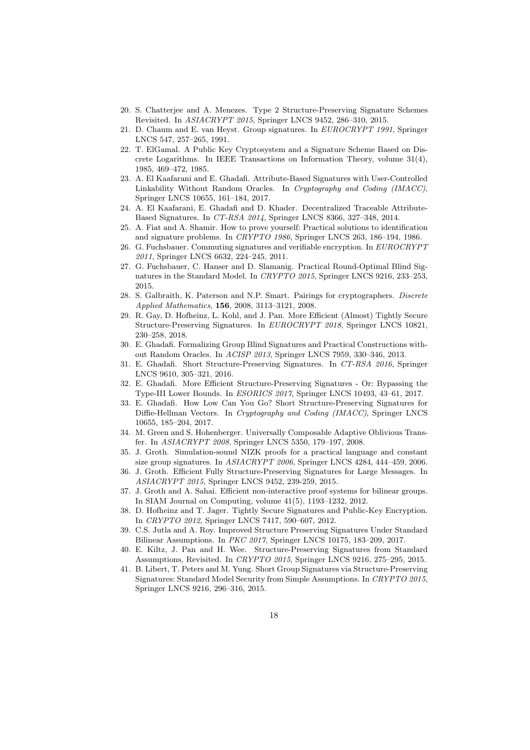20. S. Chatterjee and A. Menezes. Type 2 Structure-Preserving Signature Schemes Revisited. In *ASIACRYPT 2015*, Springer LNCS 9452, 286–310, 2015.
21. D. Chaum and E. van Heyst. Group signatures. In *EUROCRYPT 1991*, Springer LNCS 547, 257–265, 1991.
22. T. ElGamal. A Public Key Cryptosystem and a Signature Scheme Based on Discrete Logarithms. In IEEE Transactions on Information Theory, volume 31(4), 1985, 469–472, 1985.
23. A. El Kaafarani and E. Ghadafi. Attribute-Based Signatures with User-Controlled Linkability Without Random Oracles. In *Cryptography and Coding (IMACC)*, Springer LNCS 10655, 161–184, 2017.
24. A. El Kaafarani, E. Ghadafi and D. Khader. Decentralized Traceable Attribute-Based Signatures. In *CT-RSA 2014*, Springer LNCS 8366, 327–348, 2014.
25. A. Fiat and A. Shamir. How to prove yourself: Practical solutions to identification and signature problems. In *CRYPTO 1986*, Springer LNCS 263, 186–194, 1986.
26. G. Fuchsbauer. Commuting signatures and verifiable encryption. In *EUROCRYPT 2011*, Springer LNCS 6632, 224–245, 2011.
27. G. Fuchsbauer, C. Hanser and D. Slamanig. Practical Round-Optimal Blind Signatures in the Standard Model. In *CRYPTO 2015*, Springer LNCS 9216, 233–253, 2015.
28. S. Galbraith, K. Paterson and N.P. Smart. Pairings for cryptographers. *Discrete Applied Mathematics*, **156**, 2008, 3113–3121, 2008.
29. R. Gay, D. Hofheinz, L. Kohl, and J. Pan. More Efficient (Almost) Tightly Secure Structure-Preserving Signatures. In *EUROCRYPT 2018*, Springer LNCS 10821, 230–258, 2018.
30. E. Ghadafi. Formalizing Group Blind Signatures and Practical Constructions without Random Oracles. In *ACISP 2013*, Springer LNCS 7959, 330–346, 2013.
31. E. Ghadafi. Short Structure-Preserving Signatures. In *CT-RSA 2016*, Springer LNCS 9610, 305–321, 2016.
32. E. Ghadafi. More Efficient Structure-Preserving Signatures - Or: Bypassing the Type-III Lower Bounds. In *ESORICS 2017*, Springer LNCS 10493, 43–61, 2017.
33. E. Ghadafi. How Low Can You Go? Short Structure-Preserving Signatures for Diffie-Hellman Vectors. In *Cryptography and Coding (IMACC)*, Springer LNCS 10655, 185–204, 2017.
34. M. Green and S. Hohenberger. Universally Composable Adaptive Oblivious Transfer. In *ASIACRYPT 2008*, Springer LNCS 5350, 179–197, 2008.
35. J. Groth. Simulation-sound NIZK proofs for a practical language and constant size group signatures. In *ASIACRYPT 2006*, Springer LNCS 4284, 444–459, 2006.
36. J. Groth. Efficient Fully Structure-Preserving Signatures for Large Messages. In *ASIACRYPT 2015*, Springer LNCS 9452, 239-259, 2015.
37. J. Groth and A. Sahai. Efficient non-interactive proof systems for bilinear groups. In SIAM Journal on Computing, volume 41(5), 1193–1232, 2012.
38. D. Hofheinz and T. Jager. Tightly Secure Signatures and Public-Key Encryption. In *CRYPTO 2012*, Springer LNCS 7417, 590–607, 2012.
39. C.S. Jutla and A. Roy. Improved Structure Preserving Signatures Under Standard Bilinear Assumptions. In *PKC 2017*, Springer LNCS 10175, 183–209, 2017.
40. E. Kiltz, J. Pan and H. Wee. Structure-Preserving Signatures from Standard Assumptions, Revisited. In *CRYPTO 2015*, Springer LNCS 9216, 275–295, 2015.
41. B. Libert, T. Peters and M. Yung. Short Group Signatures via Structure-Preserving Signatures: Standard Model Security from Simple Assumptions. In *CRYPTO 2015*, Springer LNCS 9216, 296–316, 2015.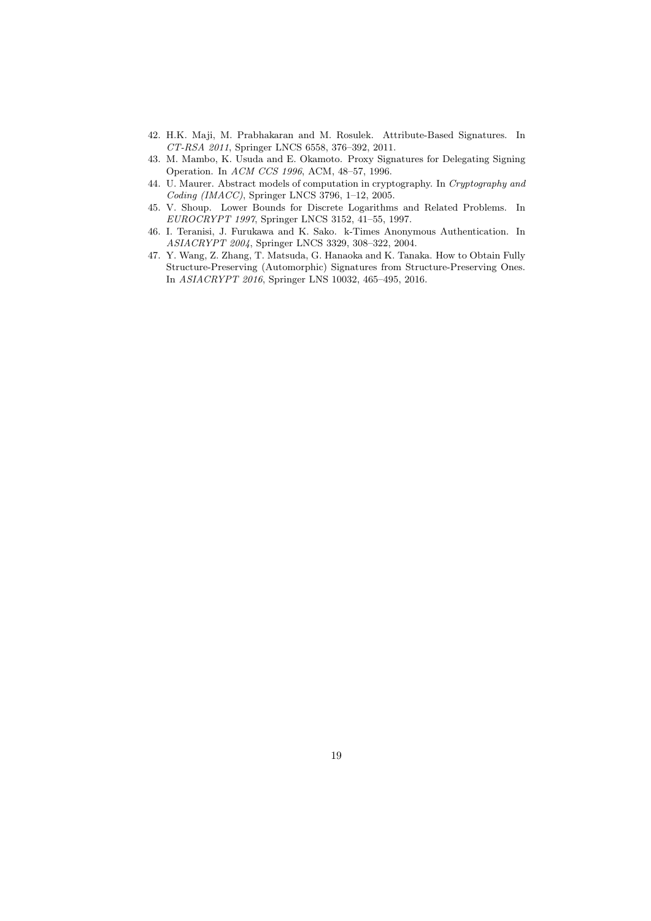42. H.K. Maji, M. Prabhakaran and M. Rosulek. Attribute-Based Signatures. In *CT-RSA 2011*, Springer LNCS 6558, 376–392, 2011.
43. M. Mambo, K. Usuda and E. Okamoto. Proxy Signatures for Delegating Signing Operation. In *ACM CCS 1996*, ACM, 48–57, 1996.
44. U. Maurer. Abstract models of computation in cryptography. In *Cryptography and Coding (IMACC)*, Springer LNCS 3796, 1–12, 2005.
45. V. Shoup. Lower Bounds for Discrete Logarithms and Related Problems. In *EUROCRYPT 1997*, Springer LNCS 3152, 41–55, 1997.
46. I. Teranisi, J. Furukawa and K. Sako. k-Times Anonymous Authentication. In *ASIACRYPT 2004*, Springer LNCS 3329, 308–322, 2004.
47. Y. Wang, Z. Zhang, T. Matsuda, G. Hanaoka and K. Tanaka. How to Obtain Fully Structure-Preserving (Automorphic) Signatures from Structure-Preserving Ones. In *ASIACRYPT 2016*, Springer LNS 10032, 465–495, 2016.